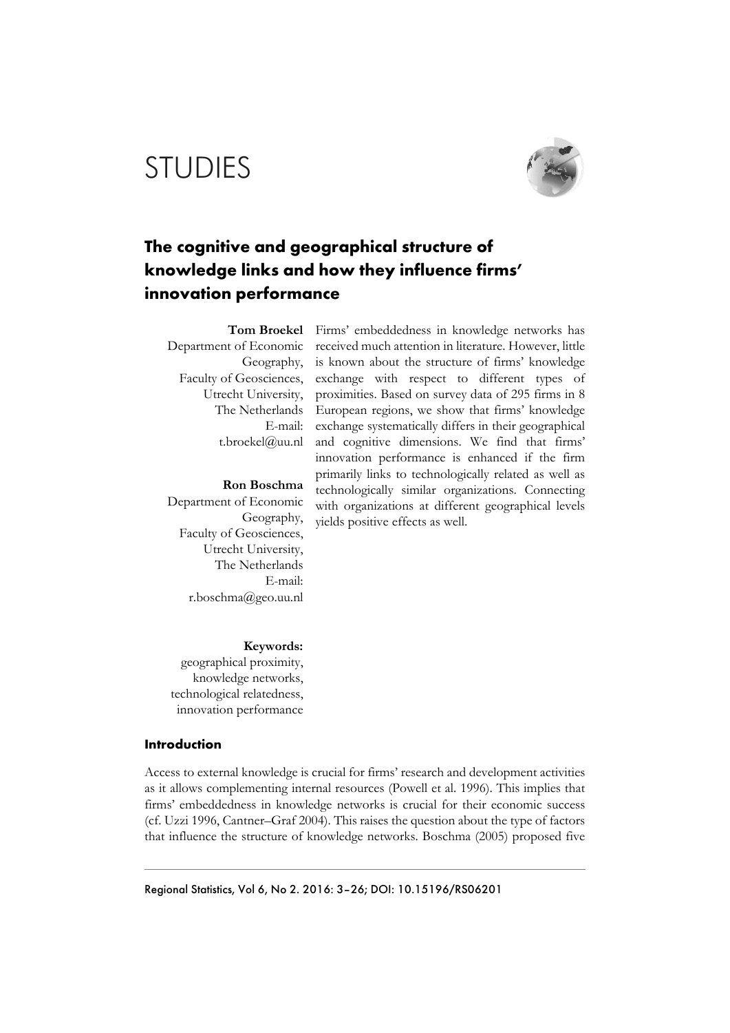# STUDIES

## The cognitive and geographical structure of knowledge links and how they influence firms' innovation performance

**Tom Broekel**
Department of Economic Geography,
Faculty of Geosciences,
Utrecht University,
The Netherlands
E-mail: t.broekel@uu.nl

**Ron Boschma**
Department of Economic Geography,
Faculty of Geosciences,
Utrecht University,
The Netherlands
E-mail: r.boschma@geo.uu.nl

Firms' embeddedness in knowledge networks has received much attention in literature. However, little is known about the structure of firms' knowledge exchange with respect to different types of proximities. Based on survey data of 295 firms in 8 European regions, we show that firms' knowledge exchange systematically differs in their geographical and cognitive dimensions. We find that firms' innovation performance is enhanced if the firm primarily links to technologically related as well as technologically similar organizations. Connecting with organizations at different geographical levels yields positive effects as well.

**Keywords:**
geographical proximity,
knowledge networks,
technological relatedness,
innovation performance

### Introduction

Access to external knowledge is crucial for firms' research and development activities as it allows complementing internal resources (Powell et al. 1996). This implies that firms' embeddedness in knowledge networks is crucial for their economic success (cf. Uzzi 1996, Cantner–Graf 2004). This raises the question about the type of factors that influence the structure of knowledge networks. Boschma (2005) proposed five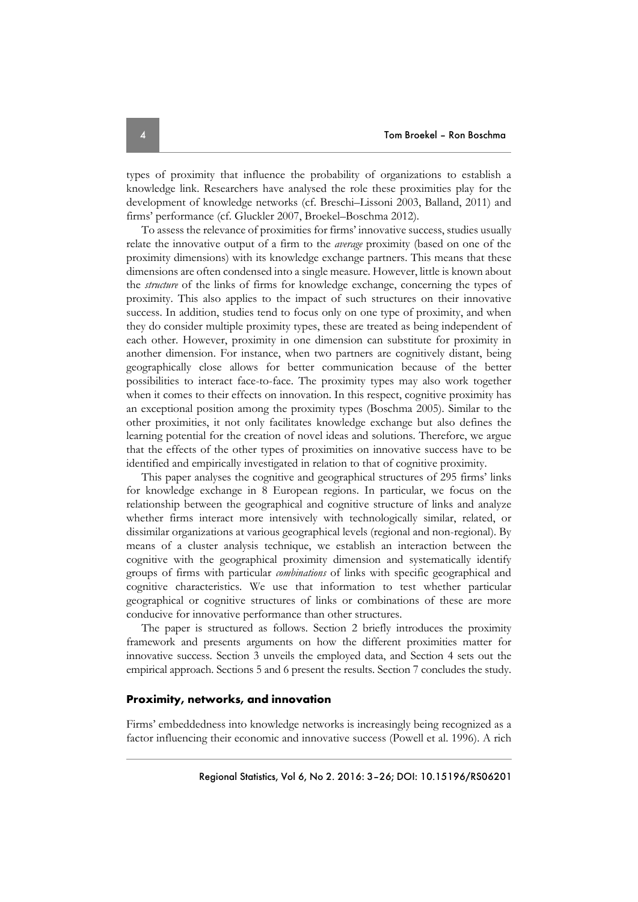types of proximity that influence the probability of organizations to establish a knowledge link. Researchers have analysed the role these proximities play for the development of knowledge networks (cf. Breschi–Lissoni 2003, Balland, 2011) and firms' performance (cf. Gluckler 2007, Broekel–Boschma 2012).

To assess the relevance of proximities for firms' innovative success, studies usually relate the innovative output of a firm to the *average* proximity (based on one of the proximity dimensions) with its knowledge exchange partners. This means that these dimensions are often condensed into a single measure. However, little is known about the *structure* of the links of firms for knowledge exchange, concerning the types of proximity. This also applies to the impact of such structures on their innovative success. In addition, studies tend to focus only on one type of proximity, and when they do consider multiple proximity types, these are treated as being independent of each other. However, proximity in one dimension can substitute for proximity in another dimension. For instance, when two partners are cognitively distant, being geographically close allows for better communication because of the better possibilities to interact face-to-face. The proximity types may also work together when it comes to their effects on innovation. In this respect, cognitive proximity has an exceptional position among the proximity types (Boschma 2005). Similar to the other proximities, it not only facilitates knowledge exchange but also defines the learning potential for the creation of novel ideas and solutions. Therefore, we argue that the effects of the other types of proximities on innovative success have to be identified and empirically investigated in relation to that of cognitive proximity.

This paper analyses the cognitive and geographical structures of 295 firms' links for knowledge exchange in 8 European regions. In particular, we focus on the relationship between the geographical and cognitive structure of links and analyze whether firms interact more intensively with technologically similar, related, or dissimilar organizations at various geographical levels (regional and non-regional). By means of a cluster analysis technique, we establish an interaction between the cognitive with the geographical proximity dimension and systematically identify groups of firms with particular *combinations* of links with specific geographical and cognitive characteristics. We use that information to test whether particular geographical or cognitive structures of links or combinations of these are more conducive for innovative performance than other structures.

The paper is structured as follows. Section 2 briefly introduces the proximity framework and presents arguments on how the different proximities matter for innovative success. Section 3 unveils the employed data, and Section 4 sets out the empirical approach. Sections 5 and 6 present the results. Section 7 concludes the study.

## Proximity, networks, and innovation

Firms' embeddedness into knowledge networks is increasingly being recognized as a factor influencing their economic and innovative success (Powell et al. 1996). A rich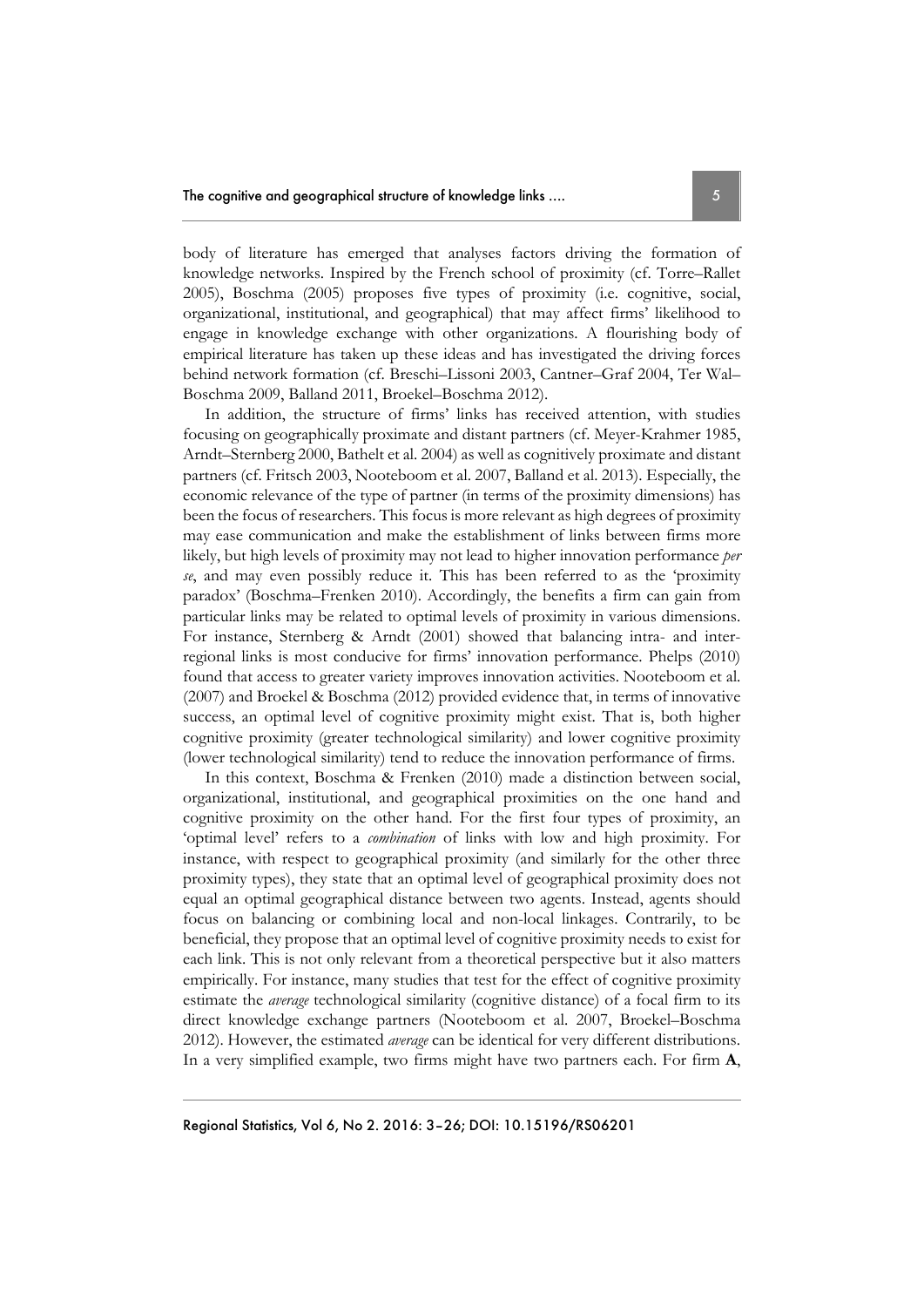body of literature has emerged that analyses factors driving the formation of knowledge networks. Inspired by the French school of proximity (cf. Torre–Rallet 2005), Boschma (2005) proposes five types of proximity (i.e. cognitive, social, organizational, institutional, and geographical) that may affect firms' likelihood to engage in knowledge exchange with other organizations. A flourishing body of empirical literature has taken up these ideas and has investigated the driving forces behind network formation (cf. Breschi–Lissoni 2003, Cantner–Graf 2004, Ter Wal–Boschma 2009, Balland 2011, Broekel–Boschma 2012).

In addition, the structure of firms' links has received attention, with studies focusing on geographically proximate and distant partners (cf. Meyer-Krahmer 1985, Arndt–Sternberg 2000, Bathelt et al. 2004) as well as cognitively proximate and distant partners (cf. Fritsch 2003, Nooteboom et al. 2007, Balland et al. 2013). Especially, the economic relevance of the type of partner (in terms of the proximity dimensions) has been the focus of researchers. This focus is more relevant as high degrees of proximity may ease communication and make the establishment of links between firms more likely, but high levels of proximity may not lead to higher innovation performance *per se*, and may even possibly reduce it. This has been referred to as the 'proximity paradox' (Boschma–Frenken 2010). Accordingly, the benefits a firm can gain from particular links may be related to optimal levels of proximity in various dimensions. For instance, Sternberg & Arndt (2001) showed that balancing intra- and inter-regional links is most conducive for firms' innovation performance. Phelps (2010) found that access to greater variety improves innovation activities. Nooteboom et al. (2007) and Broekel & Boschma (2012) provided evidence that, in terms of innovative success, an optimal level of cognitive proximity might exist. That is, both higher cognitive proximity (greater technological similarity) and lower cognitive proximity (lower technological similarity) tend to reduce the innovation performance of firms.

In this context, Boschma & Frenken (2010) made a distinction between social, organizational, institutional, and geographical proximities on the one hand and cognitive proximity on the other hand. For the first four types of proximity, an 'optimal level' refers to a *combination* of links with low and high proximity. For instance, with respect to geographical proximity (and similarly for the other three proximity types), they state that an optimal level of geographical proximity does not equal an optimal geographical distance between two agents. Instead, agents should focus on balancing or combining local and non-local linkages. Contrarily, to be beneficial, they propose that an optimal level of cognitive proximity needs to exist for each link. This is not only relevant from a theoretical perspective but it also matters empirically. For instance, many studies that test for the effect of cognitive proximity estimate the *average* technological similarity (cognitive distance) of a focal firm to its direct knowledge exchange partners (Nooteboom et al. 2007, Broekel–Boschma 2012). However, the estimated *average* can be identical for very different distributions. In a very simplified example, two firms might have two partners each. For firm **A**,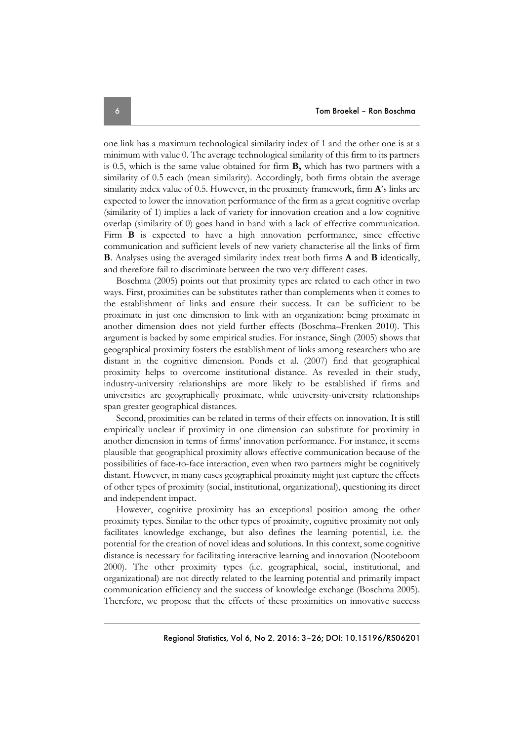one link has a maximum technological similarity index of 1 and the other one is at a minimum with value 0. The average technological similarity of this firm to its partners is 0.5, which is the same value obtained for firm **B,** which has two partners with a similarity of 0.5 each (mean similarity). Accordingly, both firms obtain the average similarity index value of 0.5. However, in the proximity framework, firm **A**'s links are expected to lower the innovation performance of the firm as a great cognitive overlap (similarity of 1) implies a lack of variety for innovation creation and a low cognitive overlap (similarity of 0) goes hand in hand with a lack of effective communication. Firm **B** is expected to have a high innovation performance, since effective communication and sufficient levels of new variety characterise all the links of firm **B**. Analyses using the averaged similarity index treat both firms **A** and **B** identically, and therefore fail to discriminate between the two very different cases.

Boschma (2005) points out that proximity types are related to each other in two ways. First, proximities can be substitutes rather than complements when it comes to the establishment of links and ensure their success. It can be sufficient to be proximate in just one dimension to link with an organization: being proximate in another dimension does not yield further effects (Boschma–Frenken 2010). This argument is backed by some empirical studies. For instance, Singh (2005) shows that geographical proximity fosters the establishment of links among researchers who are distant in the cognitive dimension. Ponds et al. (2007) find that geographical proximity helps to overcome institutional distance. As revealed in their study, industry-university relationships are more likely to be established if firms and universities are geographically proximate, while university-university relationships span greater geographical distances.

Second, proximities can be related in terms of their effects on innovation. It is still empirically unclear if proximity in one dimension can substitute for proximity in another dimension in terms of firms' innovation performance. For instance, it seems plausible that geographical proximity allows effective communication because of the possibilities of face-to-face interaction, even when two partners might be cognitively distant. However, in many cases geographical proximity might just capture the effects of other types of proximity (social, institutional, organizational), questioning its direct and independent impact.

However, cognitive proximity has an exceptional position among the other proximity types. Similar to the other types of proximity, cognitive proximity not only facilitates knowledge exchange, but also defines the learning potential, i.e. the potential for the creation of novel ideas and solutions. In this context, some cognitive distance is necessary for facilitating interactive learning and innovation (Nooteboom 2000). The other proximity types (i.e. geographical, social, institutional, and organizational) are not directly related to the learning potential and primarily impact communication efficiency and the success of knowledge exchange (Boschma 2005). Therefore, we propose that the effects of these proximities on innovative success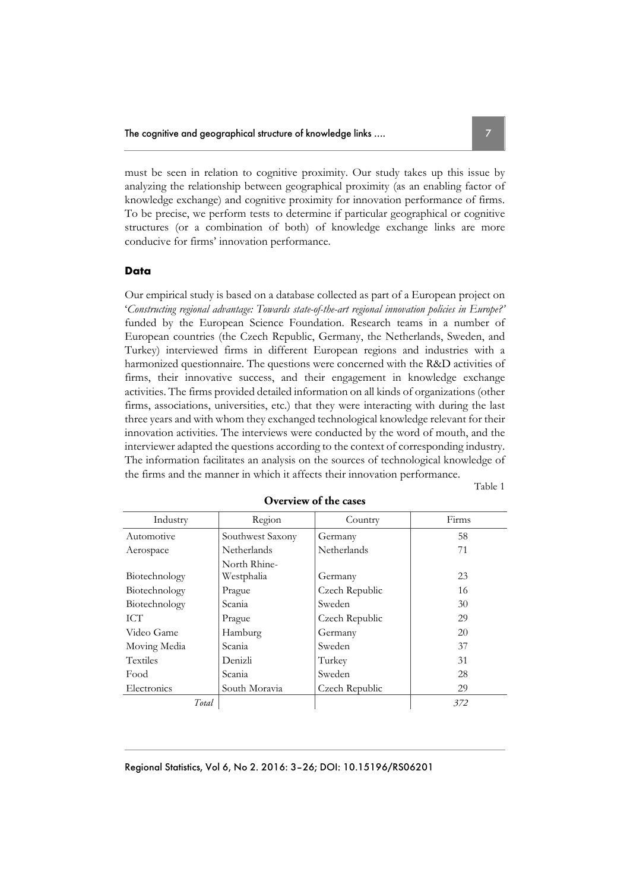must be seen in relation to cognitive proximity. Our study takes up this issue by analyzing the relationship between geographical proximity (as an enabling factor of knowledge exchange) and cognitive proximity for innovation performance of firms. To be precise, we perform tests to determine if particular geographical or cognitive structures (or a combination of both) of knowledge exchange links are more conducive for firms' innovation performance.

## Data

Our empirical study is based on a database collected as part of a European project on '*Constructing regional advantage: Towards state-of-the-art regional innovation policies in Europe?*' funded by the European Science Foundation. Research teams in a number of European countries (the Czech Republic, Germany, the Netherlands, Sweden, and Turkey) interviewed firms in different European regions and industries with a harmonized questionnaire. The questions were concerned with the R&D activities of firms, their innovative success, and their engagement in knowledge exchange activities. The firms provided detailed information on all kinds of organizations (other firms, associations, universities, etc.) that they were interacting with during the last three years and with whom they exchanged technological knowledge relevant for their innovation activities. The interviews were conducted by the word of mouth, and the interviewer adapted the questions according to the context of corresponding industry. The information facilitates an analysis on the sources of technological knowledge of the firms and the manner in which it affects their innovation performance.

Table 1

**Overview of the cases**

| Industry | Region | Country | Firms |
|---|---|---|---|
| Automotive | Southwest Saxony | Germany | 58 |
| Aerospace | Netherlands | Netherlands | 71 |
| Biotechnology | North Rhine-Westphalia | Germany | 23 |
| Biotechnology | Prague | Czech Republic | 16 |
| Biotechnology | Scania | Sweden | 30 |
| ICT | Prague | Czech Republic | 29 |
| Video Game | Hamburg | Germany | 20 |
| Moving Media | Scania | Sweden | 37 |
| Textiles | Denizli | Turkey | 31 |
| Food | Scania | Sweden | 28 |
| Electronics | South Moravia | Czech Republic | 29 |
| *Total* | | | *372* |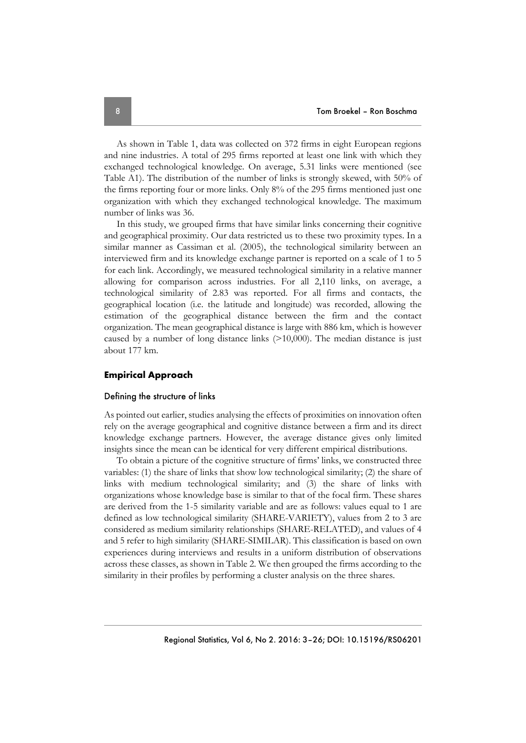As shown in Table 1, data was collected on 372 firms in eight European regions and nine industries. A total of 295 firms reported at least one link with which they exchanged technological knowledge. On average, 5.31 links were mentioned (see Table A1). The distribution of the number of links is strongly skewed, with 50% of the firms reporting four or more links. Only 8% of the 295 firms mentioned just one organization with which they exchanged technological knowledge. The maximum number of links was 36.

In this study, we grouped firms that have similar links concerning their cognitive and geographical proximity. Our data restricted us to these two proximity types. In a similar manner as Cassiman et al. (2005), the technological similarity between an interviewed firm and its knowledge exchange partner is reported on a scale of 1 to 5 for each link. Accordingly, we measured technological similarity in a relative manner allowing for comparison across industries. For all 2,110 links, on average, a technological similarity of 2.83 was reported. For all firms and contacts, the geographical location (i.e. the latitude and longitude) was recorded, allowing the estimation of the geographical distance between the firm and the contact organization. The mean geographical distance is large with 886 km, which is however caused by a number of long distance links (>10,000). The median distance is just about 177 km.

## Empirical Approach

### Defining the structure of links

As pointed out earlier, studies analysing the effects of proximities on innovation often rely on the average geographical and cognitive distance between a firm and its direct knowledge exchange partners. However, the average distance gives only limited insights since the mean can be identical for very different empirical distributions.

To obtain a picture of the cognitive structure of firms' links, we constructed three variables: (1) the share of links that show low technological similarity; (2) the share of links with medium technological similarity; and (3) the share of links with organizations whose knowledge base is similar to that of the focal firm. These shares are derived from the 1-5 similarity variable and are as follows: values equal to 1 are defined as low technological similarity (SHARE-VARIETY), values from 2 to 3 are considered as medium similarity relationships (SHARE-RELATED), and values of 4 and 5 refer to high similarity (SHARE-SIMILAR). This classification is based on own experiences during interviews and results in a uniform distribution of observations across these classes, as shown in Table 2. We then grouped the firms according to the similarity in their profiles by performing a cluster analysis on the three shares.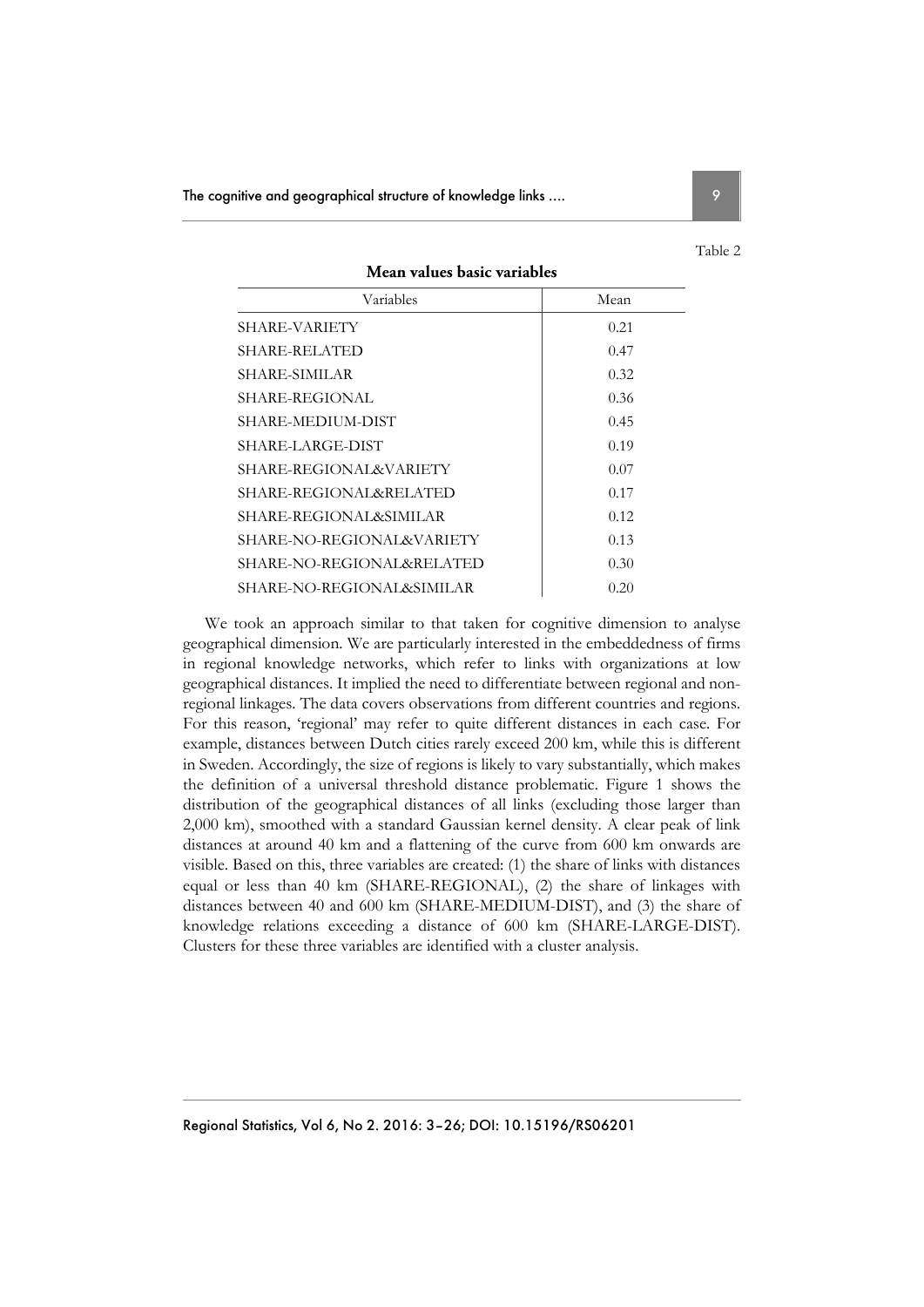Table 2

**Mean values basic variables**

| Variables | Mean |
|---|---|
| SHARE-VARIETY | 0.21 |
| SHARE-RELATED | 0.47 |
| SHARE-SIMILAR | 0.32 |
| SHARE-REGIONAL | 0.36 |
| SHARE-MEDIUM-DIST | 0.45 |
| SHARE-LARGE-DIST | 0.19 |
| SHARE-REGIONAL&VARIETY | 0.07 |
| SHARE-REGIONAL&RELATED | 0.17 |
| SHARE-REGIONAL&SIMILAR | 0.12 |
| SHARE-NO-REGIONAL&VARIETY | 0.13 |
| SHARE-NO-REGIONAL&RELATED | 0.30 |
| SHARE-NO-REGIONAL&SIMILAR | 0.20 |

We took an approach similar to that taken for cognitive dimension to analyse geographical dimension. We are particularly interested in the embeddedness of firms in regional knowledge networks, which refer to links with organizations at low geographical distances. It implied the need to differentiate between regional and non-regional linkages. The data covers observations from different countries and regions. For this reason, 'regional' may refer to quite different distances in each case. For example, distances between Dutch cities rarely exceed 200 km, while this is different in Sweden. Accordingly, the size of regions is likely to vary substantially, which makes the definition of a universal threshold distance problematic. Figure 1 shows the distribution of the geographical distances of all links (excluding those larger than 2,000 km), smoothed with a standard Gaussian kernel density. A clear peak of link distances at around 40 km and a flattening of the curve from 600 km onwards are visible. Based on this, three variables are created: (1) the share of links with distances equal or less than 40 km (SHARE-REGIONAL), (2) the share of linkages with distances between 40 and 600 km (SHARE-MEDIUM-DIST), and (3) the share of knowledge relations exceeding a distance of 600 km (SHARE-LARGE-DIST). Clusters for these three variables are identified with a cluster analysis.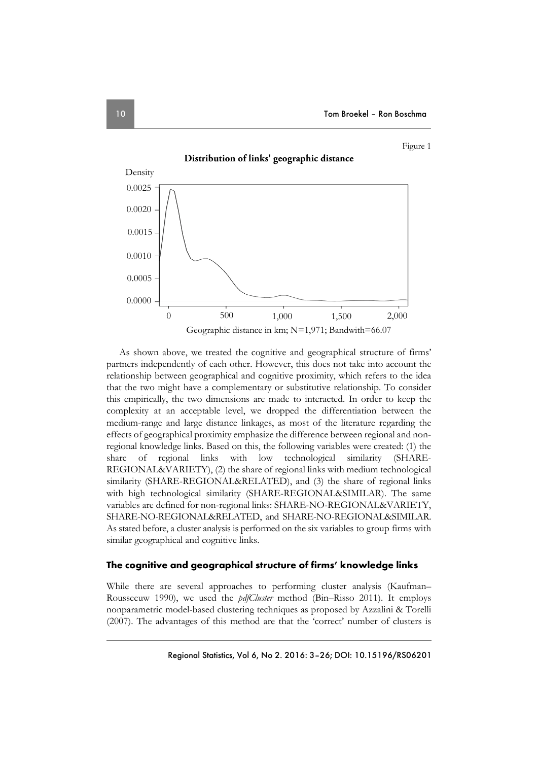Figure 1

**Distribution of links' geographic distance**

Density

Geographic distance in km; N=1,971; Bandwith=66.07

As shown above, we treated the cognitive and geographical structure of firms' partners independently of each other. However, this does not take into account the relationship between geographical and cognitive proximity, which refers to the idea that the two might have a complementary or substitutive relationship. To consider this empirically, the two dimensions are made to interacted. In order to keep the complexity at an acceptable level, we dropped the differentiation between the medium-range and large distance linkages, as most of the literature regarding the effects of geographical proximity emphasize the difference between regional and non-regional knowledge links. Based on this, the following variables were created: (1) the share of regional links with low technological similarity (SHARE-REGIONAL&VARIETY), (2) the share of regional links with medium technological similarity (SHARE-REGIONAL&RELATED), and (3) the share of regional links with high technological similarity (SHARE-REGIONAL&SIMILAR). The same variables are defined for non-regional links: SHARE-NO-REGIONAL&VARIETY, SHARE-NO-REGIONAL&RELATED, and SHARE-NO-REGIONAL&SIMILAR. As stated before, a cluster analysis is performed on the six variables to group firms with similar geographical and cognitive links.

## The cognitive and geographical structure of firms' knowledge links

While there are several approaches to performing cluster analysis (Kaufman–Rousseeuw 1990), we used the *pdfCluster* method (Bin–Risso 2011). It employs nonparametric model-based clustering techniques as proposed by Azzalini & Torelli (2007). The advantages of this method are that the 'correct' number of clusters is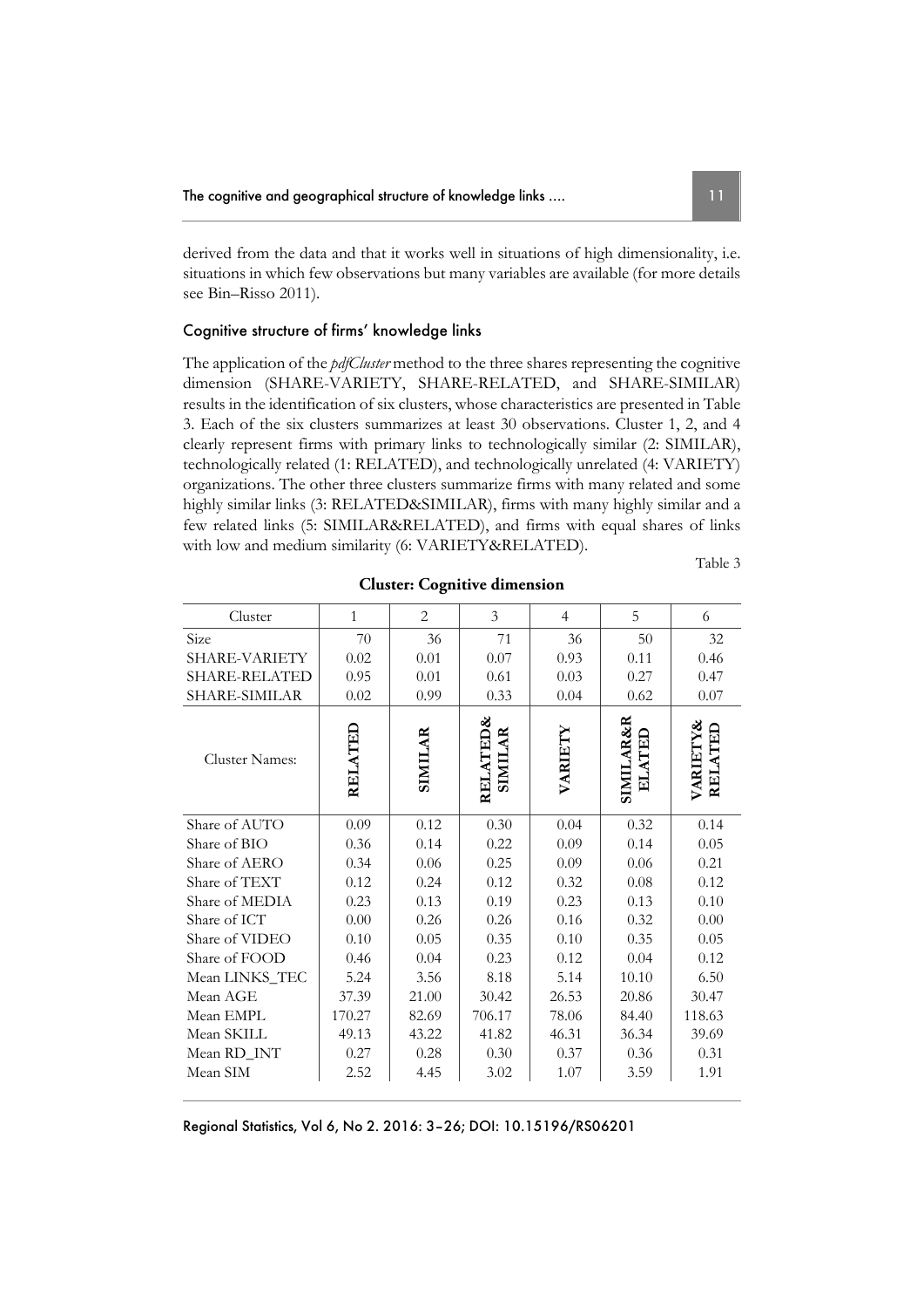derived from the data and that it works well in situations of high dimensionality, i.e. situations in which few observations but many variables are available (for more details see Bin–Risso 2011).

### Cognitive structure of firms' knowledge links

The application of the *pdfCluster* method to the three shares representing the cognitive dimension (SHARE-VARIETY, SHARE-RELATED, and SHARE-SIMILAR) results in the identification of six clusters, whose characteristics are presented in Table 3. Each of the six clusters summarizes at least 30 observations. Cluster 1, 2, and 4 clearly represent firms with primary links to technologically similar (2: SIMILAR), technologically related (1: RELATED), and technologically unrelated (4: VARIETY) organizations. The other three clusters summarize firms with many related and some highly similar links (3: RELATED&SIMILAR), firms with many highly similar and a few related links (5: SIMILAR&RELATED), and firms with equal shares of links with low and medium similarity (6: VARIETY&RELATED).

Table 3

**Cluster: Cognitive dimension**

| Cluster | 1 | 2 | 3 | 4 | 5 | 6 |
|---|---|---|---|---|---|---|
| Size | 70 | 36 | 71 | 36 | 50 | 32 |
| SHARE-VARIETY | 0.02 | 0.01 | 0.07 | 0.93 | 0.11 | 0.46 |
| SHARE-RELATED | 0.95 | 0.01 | 0.61 | 0.03 | 0.27 | 0.47 |
| SHARE-SIMILAR | 0.02 | 0.99 | 0.33 | 0.04 | 0.62 | 0.07 |
| Cluster Names: | **RELATED** | **SIMILAR** | **RELATED& SIMILAR** | **VARIETY** | **SIMILAR&R ELATED** | **VARIETY& RELATED** |
| Share of AUTO | 0.09 | 0.12 | 0.30 | 0.04 | 0.32 | 0.14 |
| Share of BIO | 0.36 | 0.14 | 0.22 | 0.09 | 0.14 | 0.05 |
| Share of AERO | 0.34 | 0.06 | 0.25 | 0.09 | 0.06 | 0.21 |
| Share of TEXT | 0.12 | 0.24 | 0.12 | 0.32 | 0.08 | 0.12 |
| Share of MEDIA | 0.23 | 0.13 | 0.19 | 0.23 | 0.13 | 0.10 |
| Share of ICT | 0.00 | 0.26 | 0.26 | 0.16 | 0.32 | 0.00 |
| Share of VIDEO | 0.10 | 0.05 | 0.35 | 0.10 | 0.35 | 0.05 |
| Share of FOOD | 0.46 | 0.04 | 0.23 | 0.12 | 0.04 | 0.12 |
| Mean LINKS_TEC | 5.24 | 3.56 | 8.18 | 5.14 | 10.10 | 6.50 |
| Mean AGE | 37.39 | 21.00 | 30.42 | 26.53 | 20.86 | 30.47 |
| Mean EMPL | 170.27 | 82.69 | 706.17 | 78.06 | 84.40 | 118.63 |
| Mean SKILL | 49.13 | 43.22 | 41.82 | 46.31 | 36.34 | 39.69 |
| Mean RD_INT | 0.27 | 0.28 | 0.30 | 0.37 | 0.36 | 0.31 |
| Mean SIM | 2.52 | 4.45 | 3.02 | 1.07 | 3.59 | 1.91 |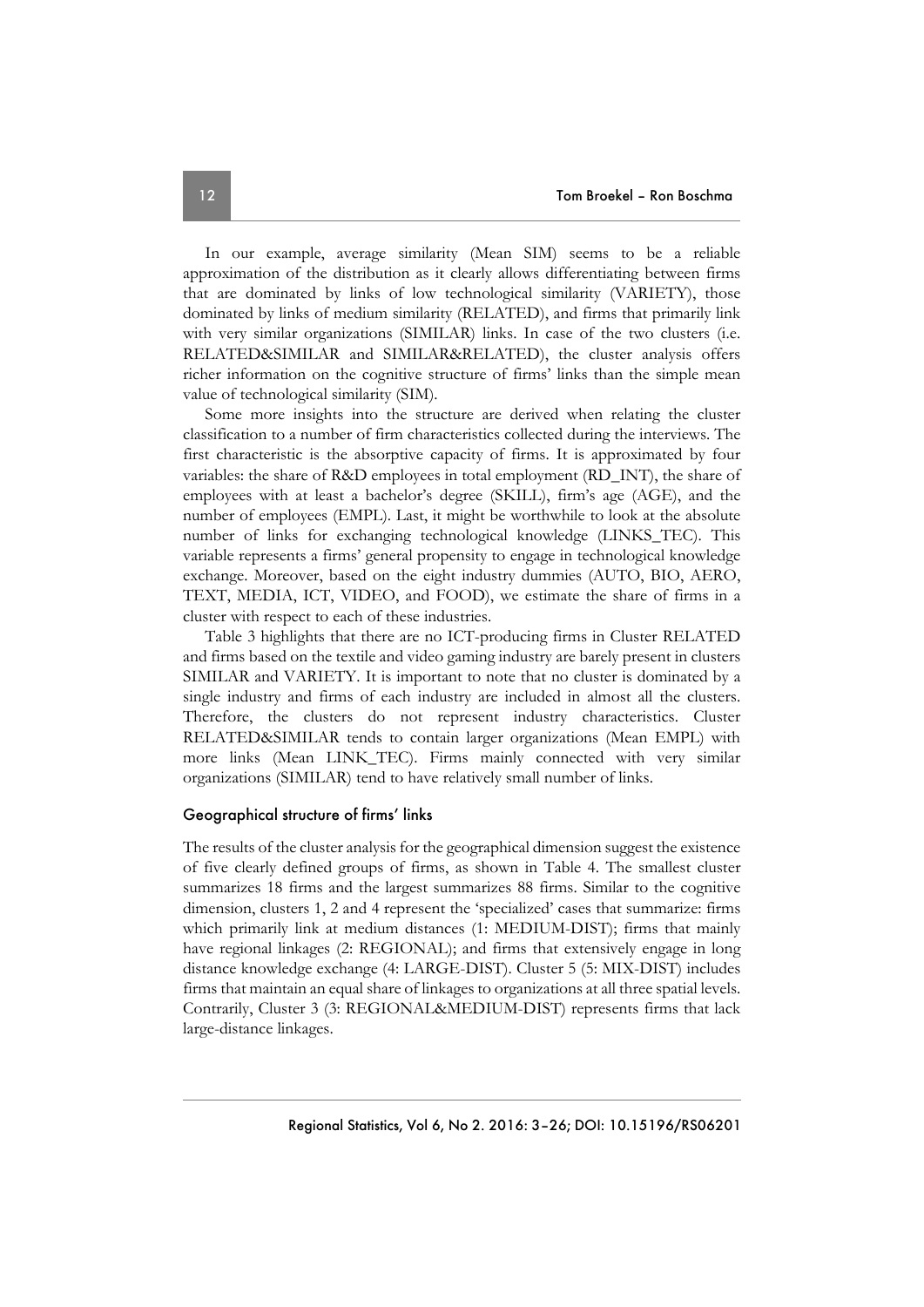In our example, average similarity (Mean SIM) seems to be a reliable approximation of the distribution as it clearly allows differentiating between firms that are dominated by links of low technological similarity (VARIETY), those dominated by links of medium similarity (RELATED), and firms that primarily link with very similar organizations (SIMILAR) links. In case of the two clusters (i.e. RELATED&SIMILAR and SIMILAR&RELATED), the cluster analysis offers richer information on the cognitive structure of firms' links than the simple mean value of technological similarity (SIM).

Some more insights into the structure are derived when relating the cluster classification to a number of firm characteristics collected during the interviews. The first characteristic is the absorptive capacity of firms. It is approximated by four variables: the share of R&D employees in total employment (RD_INT), the share of employees with at least a bachelor's degree (SKILL), firm's age (AGE), and the number of employees (EMPL). Last, it might be worthwhile to look at the absolute number of links for exchanging technological knowledge (LINKS_TEC). This variable represents a firms' general propensity to engage in technological knowledge exchange. Moreover, based on the eight industry dummies (AUTO, BIO, AERO, TEXT, MEDIA, ICT, VIDEO, and FOOD), we estimate the share of firms in a cluster with respect to each of these industries.

Table 3 highlights that there are no ICT-producing firms in Cluster RELATED and firms based on the textile and video gaming industry are barely present in clusters SIMILAR and VARIETY. It is important to note that no cluster is dominated by a single industry and firms of each industry are included in almost all the clusters. Therefore, the clusters do not represent industry characteristics. Cluster RELATED&SIMILAR tends to contain larger organizations (Mean EMPL) with more links (Mean LINK_TEC). Firms mainly connected with very similar organizations (SIMILAR) tend to have relatively small number of links.

### Geographical structure of firms' links

The results of the cluster analysis for the geographical dimension suggest the existence of five clearly defined groups of firms, as shown in Table 4. The smallest cluster summarizes 18 firms and the largest summarizes 88 firms. Similar to the cognitive dimension, clusters 1, 2 and 4 represent the 'specialized' cases that summarize: firms which primarily link at medium distances (1: MEDIUM-DIST); firms that mainly have regional linkages (2: REGIONAL); and firms that extensively engage in long distance knowledge exchange (4: LARGE-DIST). Cluster 5 (5: MIX-DIST) includes firms that maintain an equal share of linkages to organizations at all three spatial levels. Contrarily, Cluster 3 (3: REGIONAL&MEDIUM-DIST) represents firms that lack large-distance linkages.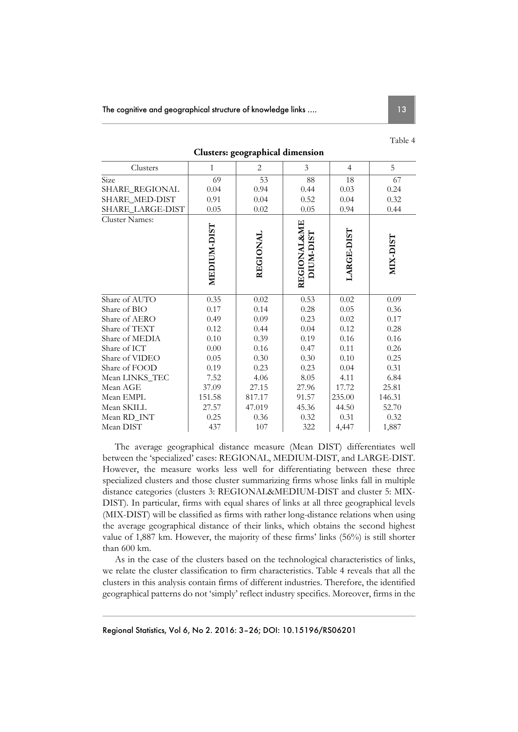Table 4

**Clusters: geographical dimension**

| Clusters | 1 | 2 | 3 | 4 | 5 |
|---|---|---|---|---|---|
| Size | 69 | 53 | 88 | 18 | 67 |
| SHARE_REGIONAL | 0.04 | 0.94 | 0.44 | 0.03 | 0.24 |
| SHARE_MED-DIST | 0.91 | 0.04 | 0.52 | 0.04 | 0.32 |
| SHARE_LARGE-DIST | 0.05 | 0.02 | 0.05 | 0.94 | 0.44 |
| Cluster Names: | **MEDIUM-DIST** | **REGIONAL** | **REGIONAL&MEDIUM-DIST** | **LARGE-DIST** | **MIX-DIST** |
| Share of AUTO | 0.35 | 0.02 | 0.53 | 0.02 | 0.09 |
| Share of BIO | 0.17 | 0.14 | 0.28 | 0.05 | 0.36 |
| Share of AERO | 0.49 | 0.09 | 0.23 | 0.02 | 0.17 |
| Share of TEXT | 0.12 | 0.44 | 0.04 | 0.12 | 0.28 |
| Share of MEDIA | 0.10 | 0.39 | 0.19 | 0.16 | 0.16 |
| Share of ICT | 0.00 | 0.16 | 0.47 | 0.11 | 0.26 |
| Share of VIDEO | 0.05 | 0.30 | 0.30 | 0.10 | 0.25 |
| Share of FOOD | 0.19 | 0.23 | 0.23 | 0.04 | 0.31 |
| Mean LINKS_TEC | 7.52 | 4.06 | 8.05 | 4.11 | 6.84 |
| Mean AGE | 37.09 | 27.15 | 27.96 | 17.72 | 25.81 |
| Mean EMPL | 151.58 | 817.17 | 91.57 | 235.00 | 146.31 |
| Mean SKILL | 27.57 | 47.019 | 45.36 | 44.50 | 52.70 |
| Mean RD_INT | 0.25 | 0.36 | 0.32 | 0.31 | 0.32 |
| Mean DIST | 437 | 107 | 322 | 4,447 | 1,887 |

The average geographical distance measure (Mean DIST) differentiates well between the 'specialized' cases: REGIONAL, MEDIUM-DIST, and LARGE-DIST. However, the measure works less well for differentiating between these three specialized clusters and those cluster summarizing firms whose links fall in multiple distance categories (clusters 3: REGIONAL&MEDIUM-DIST and cluster 5: MIX-DIST). In particular, firms with equal shares of links at all three geographical levels (MIX-DIST) will be classified as firms with rather long-distance relations when using the average geographical distance of their links, which obtains the second highest value of 1,887 km. However, the majority of these firms' links (56%) is still shorter than 600 km.

As in the case of the clusters based on the technological characteristics of links, we relate the cluster classification to firm characteristics. Table 4 reveals that all the clusters in this analysis contain firms of different industries. Therefore, the identified geographical patterns do not 'simply' reflect industry specifics. Moreover, firms in the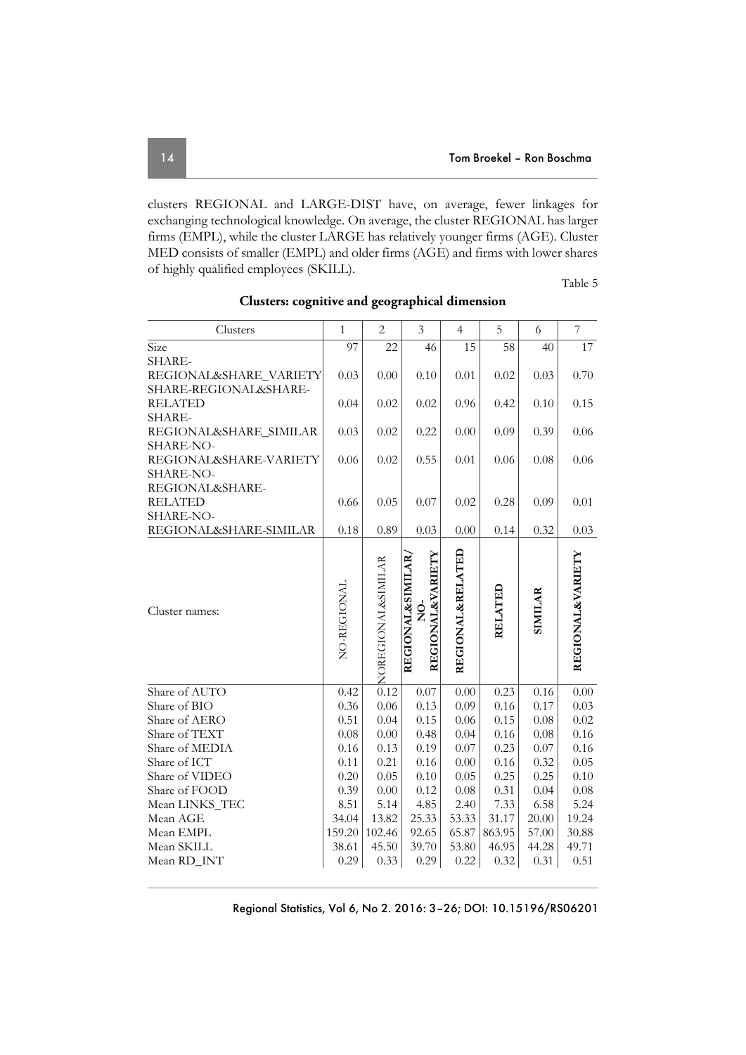clusters REGIONAL and LARGE-DIST have, on average, fewer linkages for exchanging technological knowledge. On average, the cluster REGIONAL has larger firms (EMPL), while the cluster LARGE has relatively younger firms (AGE). Cluster MED consists of smaller (EMPL) and older firms (AGE) and firms with lower shares of highly qualified employees (SKILL).

Table 5

**Clusters: cognitive and geographical dimension**

| Clusters | 1 | 2 | 3 | 4 | 5 | 6 | 7 |
|---|---|---|---|---|---|---|---|
| Size | 97 | 22 | 46 | 15 | 58 | 40 | 17 |
| SHARE-REGIONAL&SHARE_VARIETY | 0.03 | 0.00 | 0.10 | 0.01 | 0.02 | 0.03 | 0.70 |
| SHARE-REGIONAL&SHARE-RELATED | 0.04 | 0.02 | 0.02 | 0.96 | 0.42 | 0.10 | 0.15 |
| SHARE-REGIONAL&SHARE_SIMILAR | 0.03 | 0.02 | 0.22 | 0.00 | 0.09 | 0.39 | 0.06 |
| SHARE-NO-REGIONAL&SHARE-VARIETY | 0.06 | 0.02 | 0.55 | 0.01 | 0.06 | 0.08 | 0.06 |
| SHARE-NO-REGIONAL&SHARE-RELATED | 0.66 | 0.05 | 0.07 | 0.02 | 0.28 | 0.09 | 0.01 |
| SHARE-NO-REGIONAL&SHARE-SIMILAR | 0.18 | 0.89 | 0.03 | 0.00 | 0.14 | 0.32 | 0.03 |
| Cluster names: | NO-REGIONAL | NOREGIONAL&SIMILAR | **REGIONAL&SIMILAR/ NO-REGIONAL&VARIETY** | **REGIONAL&RELATED** | **RELATED** | **SIMILAR** | **REGIONAL&VARIETY** |
| Share of AUTO | 0.42 | 0.12 | 0.07 | 0.00 | 0.23 | 0.16 | 0.00 |
| Share of BIO | 0.36 | 0.06 | 0.13 | 0.09 | 0.16 | 0.17 | 0.03 |
| Share of AERO | 0.51 | 0.04 | 0.15 | 0.06 | 0.15 | 0.08 | 0.02 |
| Share of TEXT | 0.08 | 0.00 | 0.48 | 0.04 | 0.16 | 0.08 | 0.16 |
| Share of MEDIA | 0.16 | 0.13 | 0.19 | 0.07 | 0.23 | 0.07 | 0.16 |
| Share of ICT | 0.11 | 0.21 | 0.16 | 0.00 | 0.16 | 0.32 | 0.05 |
| Share of VIDEO | 0.20 | 0.05 | 0.10 | 0.05 | 0.25 | 0.25 | 0.10 |
| Share of FOOD | 0.39 | 0.00 | 0.12 | 0.08 | 0.31 | 0.04 | 0.08 |
| Mean LINKS_TEC | 8.51 | 5.14 | 4.85 | 2.40 | 7.33 | 6.58 | 5.24 |
| Mean AGE | 34.04 | 13.82 | 25.33 | 53.33 | 31.17 | 20.00 | 19.24 |
| Mean EMPL | 159.20 | 102.46 | 92.65 | 65.87 | 863.95 | 57.00 | 30.88 |
| Mean SKILL | 38.61 | 45.50 | 39.70 | 53.80 | 46.95 | 44.28 | 49.71 |
| Mean RD_INT | 0.29 | 0.33 | 0.29 | 0.22 | 0.32 | 0.31 | 0.51 |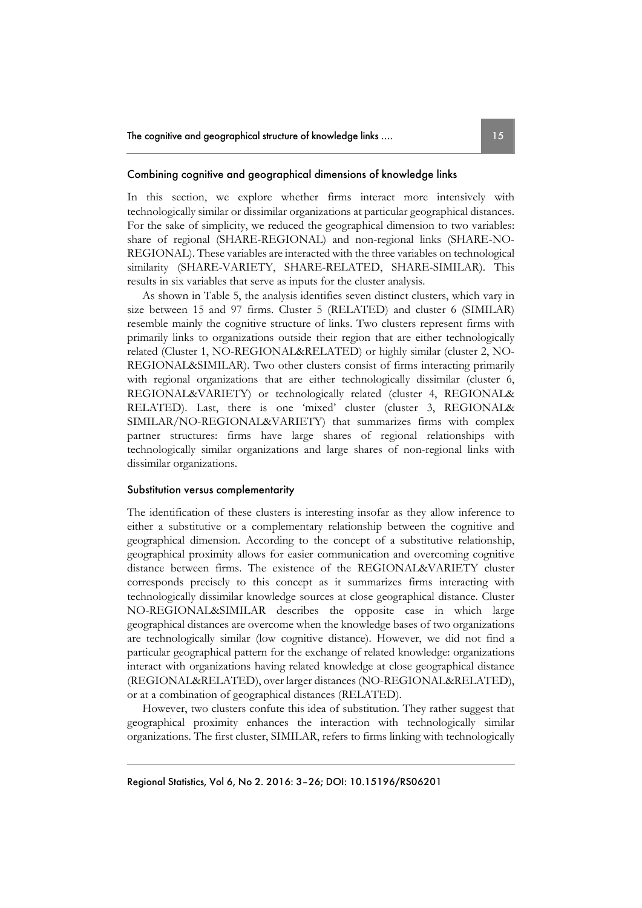### Combining cognitive and geographical dimensions of knowledge links

In this section, we explore whether firms interact more intensively with technologically similar or dissimilar organizations at particular geographical distances. For the sake of simplicity, we reduced the geographical dimension to two variables: share of regional (SHARE-REGIONAL) and non-regional links (SHARE-NO-REGIONAL). These variables are interacted with the three variables on technological similarity (SHARE-VARIETY, SHARE-RELATED, SHARE-SIMILAR). This results in six variables that serve as inputs for the cluster analysis.

As shown in Table 5, the analysis identifies seven distinct clusters, which vary in size between 15 and 97 firms. Cluster 5 (RELATED) and cluster 6 (SIMILAR) resemble mainly the cognitive structure of links. Two clusters represent firms with primarily links to organizations outside their region that are either technologically related (Cluster 1, NO-REGIONAL&RELATED) or highly similar (cluster 2, NO-REGIONAL&SIMILAR). Two other clusters consist of firms interacting primarily with regional organizations that are either technologically dissimilar (cluster 6, REGIONAL&VARIETY) or technologically related (cluster 4, REGIONAL& RELATED). Last, there is one 'mixed' cluster (cluster 3, REGIONAL& SIMILAR/NO-REGIONAL&VARIETY) that summarizes firms with complex partner structures: firms have large shares of regional relationships with technologically similar organizations and large shares of non-regional links with dissimilar organizations.

### Substitution versus complementarity

The identification of these clusters is interesting insofar as they allow inference to either a substitutive or a complementary relationship between the cognitive and geographical dimension. According to the concept of a substitutive relationship, geographical proximity allows for easier communication and overcoming cognitive distance between firms. The existence of the REGIONAL&VARIETY cluster corresponds precisely to this concept as it summarizes firms interacting with technologically dissimilar knowledge sources at close geographical distance. Cluster NO-REGIONAL&SIMILAR describes the opposite case in which large geographical distances are overcome when the knowledge bases of two organizations are technologically similar (low cognitive distance). However, we did not find a particular geographical pattern for the exchange of related knowledge: organizations interact with organizations having related knowledge at close geographical distance (REGIONAL&RELATED), over larger distances (NO-REGIONAL&RELATED), or at a combination of geographical distances (RELATED).

However, two clusters confute this idea of substitution. They rather suggest that geographical proximity enhances the interaction with technologically similar organizations. The first cluster, SIMILAR, refers to firms linking with technologically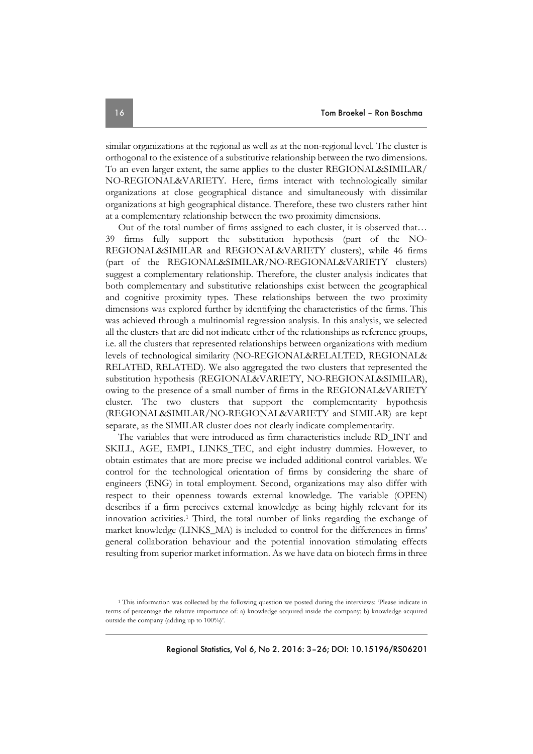similar organizations at the regional as well as at the non-regional level. The cluster is orthogonal to the existence of a substitutive relationship between the two dimensions. To an even larger extent, the same applies to the cluster REGIONAL&SIMILAR/ NO-REGIONAL&VARIETY. Here, firms interact with technologically similar organizations at close geographical distance and simultaneously with dissimilar organizations at high geographical distance. Therefore, these two clusters rather hint at a complementary relationship between the two proximity dimensions.

Out of the total number of firms assigned to each cluster, it is observed that… 39 firms fully support the substitution hypothesis (part of the NO-REGIONAL&SIMILAR and REGIONAL&VARIETY clusters), while 46 firms (part of the REGIONAL&SIMILAR/NO-REGIONAL&VARIETY clusters) suggest a complementary relationship. Therefore, the cluster analysis indicates that both complementary and substitutive relationships exist between the geographical and cognitive proximity types. These relationships between the two proximity dimensions was explored further by identifying the characteristics of the firms. This was achieved through a multinomial regression analysis. In this analysis, we selected all the clusters that are did not indicate either of the relationships as reference groups, i.e. all the clusters that represented relationships between organizations with medium levels of technological similarity (NO-REGIONAL&RELALTED, REGIONAL& RELATED, RELATED). We also aggregated the two clusters that represented the substitution hypothesis (REGIONAL&VARIETY, NO-REGIONAL&SIMILAR), owing to the presence of a small number of firms in the REGIONAL&VARIETY cluster. The two clusters that support the complementarity hypothesis (REGIONAL&SIMILAR/NO-REGIONAL&VARIETY and SIMILAR) are kept separate, as the SIMILAR cluster does not clearly indicate complementarity.

The variables that were introduced as firm characteristics include RD_INT and SKILL, AGE, EMPL, LINKS_TEC, and eight industry dummies. However, to obtain estimates that are more precise we included additional control variables. We control for the technological orientation of firms by considering the share of engineers (ENG) in total employment. Second, organizations may also differ with respect to their openness towards external knowledge. The variable (OPEN) describes if a firm perceives external knowledge as being highly relevant for its innovation activities.[1] Third, the total number of links regarding the exchange of market knowledge (LINKS_MA) is included to control for the differences in firms' general collaboration behaviour and the potential innovation stimulating effects resulting from superior market information. As we have data on biotech firms in three

[1] This information was collected by the following question we posted during the interviews: 'Please indicate in terms of percentage the relative importance of: a) knowledge acquired inside the company; b) knowledge acquired outside the company (adding up to 100%)'.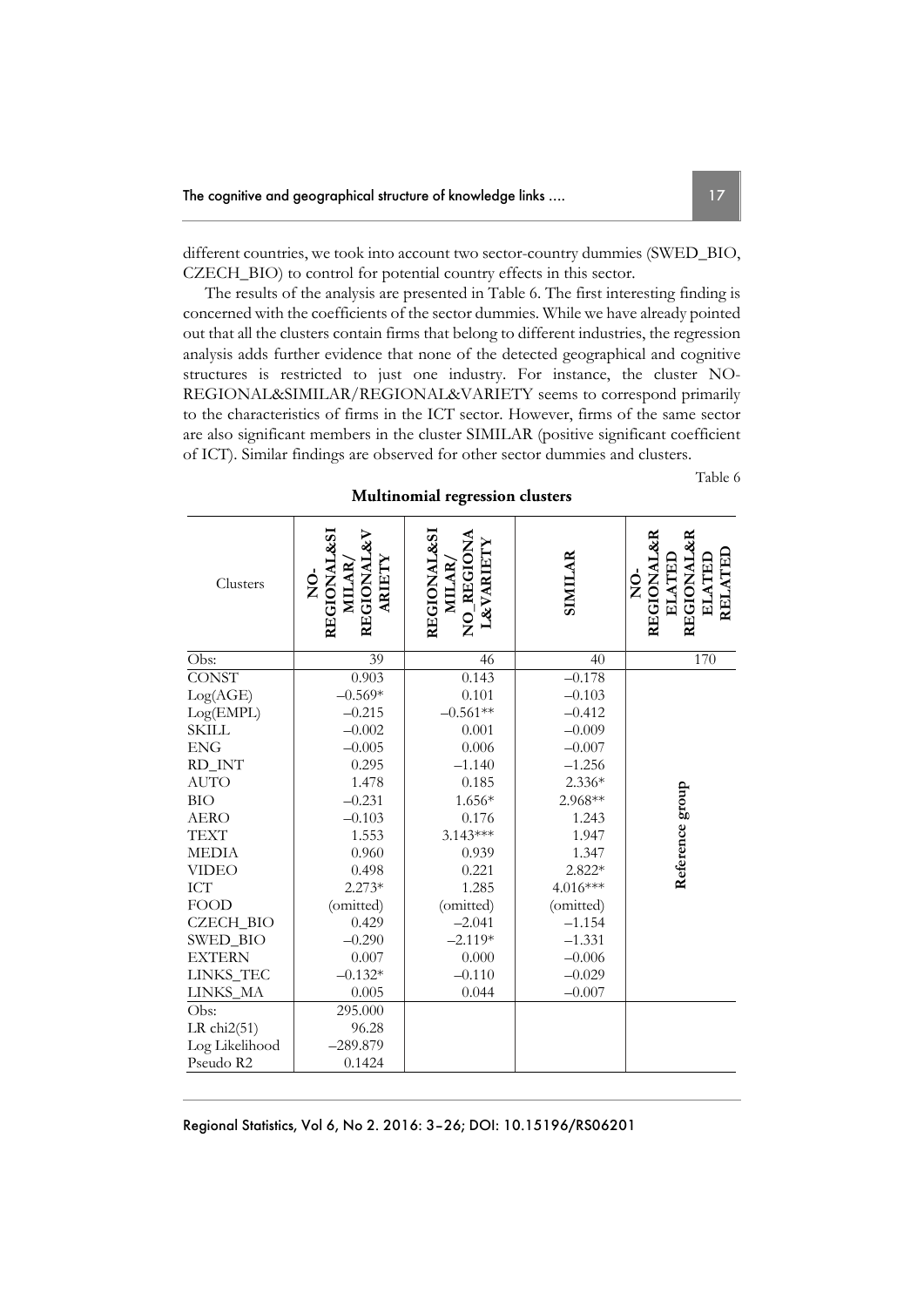different countries, we took into account two sector-country dummies (SWED_BIO, CZECH_BIO) to control for potential country effects in this sector.

The results of the analysis are presented in Table 6. The first interesting finding is concerned with the coefficients of the sector dummies. While we have already pointed out that all the clusters contain firms that belong to different industries, the regression analysis adds further evidence that none of the detected geographical and cognitive structures is restricted to just one industry. For instance, the cluster NO-REGIONAL&SIMILAR/REGIONAL&VARIETY seems to correspond primarily to the characteristics of firms in the ICT sector. However, firms of the same sector are also significant members in the cluster SIMILAR (positive significant coefficient of ICT). Similar findings are observed for other sector dummies and clusters.

Table 6

**Multinomial regression clusters**

| Clusters | NO-REGIONAL&SIMILAR/REGIONAL&VARIETY | REGIONAL&SIMILAR/NO_REGIONAL&VARIETY | SIMILAR | NO-REGIONAL&RELATED REGIONAL&RELATED RELATED |
|---|---|---|---|---|
| Obs: | 39 | 46 | 40 | 170 |
| CONST | 0.903 | 0.143 | –0.178 | Reference group |
| Log(AGE) | –0.569* | 0.101 | –0.103 | |
| Log(EMPL) | –0.215 | –0.561** | –0.412 | |
| SKILL | –0.002 | 0.001 | –0.009 | |
| ENG | –0.005 | 0.006 | –0.007 | |
| RD_INT | 0.295 | –1.140 | –1.256 | |
| AUTO | 1.478 | 0.185 | 2.336* | |
| BIO | –0.231 | 1.656* | 2.968** | |
| AERO | –0.103 | 0.176 | 1.243 | |
| TEXT | 1.553 | 3.143*** | 1.947 | |
| MEDIA | 0.960 | 0.939 | 1.347 | |
| VIDEO | 0.498 | 0.221 | 2.822* | |
| ICT | 2.273* | 1.285 | 4.016*** | |
| FOOD | (omitted) | (omitted) | (omitted) | |
| CZECH_BIO | 0.429 | –2.041 | –1.154 | |
| SWED_BIO | –0.290 | –2.119* | –1.331 | |
| EXTERN | 0.007 | 0.000 | –0.006 | |
| LINKS_TEC | –0.132* | –0.110 | –0.029 | |
| LINKS_MA | 0.005 | 0.044 | –0.007 | |
| Obs: | 295.000 | | | |
| LR chi2(51) | 96.28 | | | |
| Log Likelihood | –289.879 | | | |
| Pseudo R2 | 0.1424 | | | |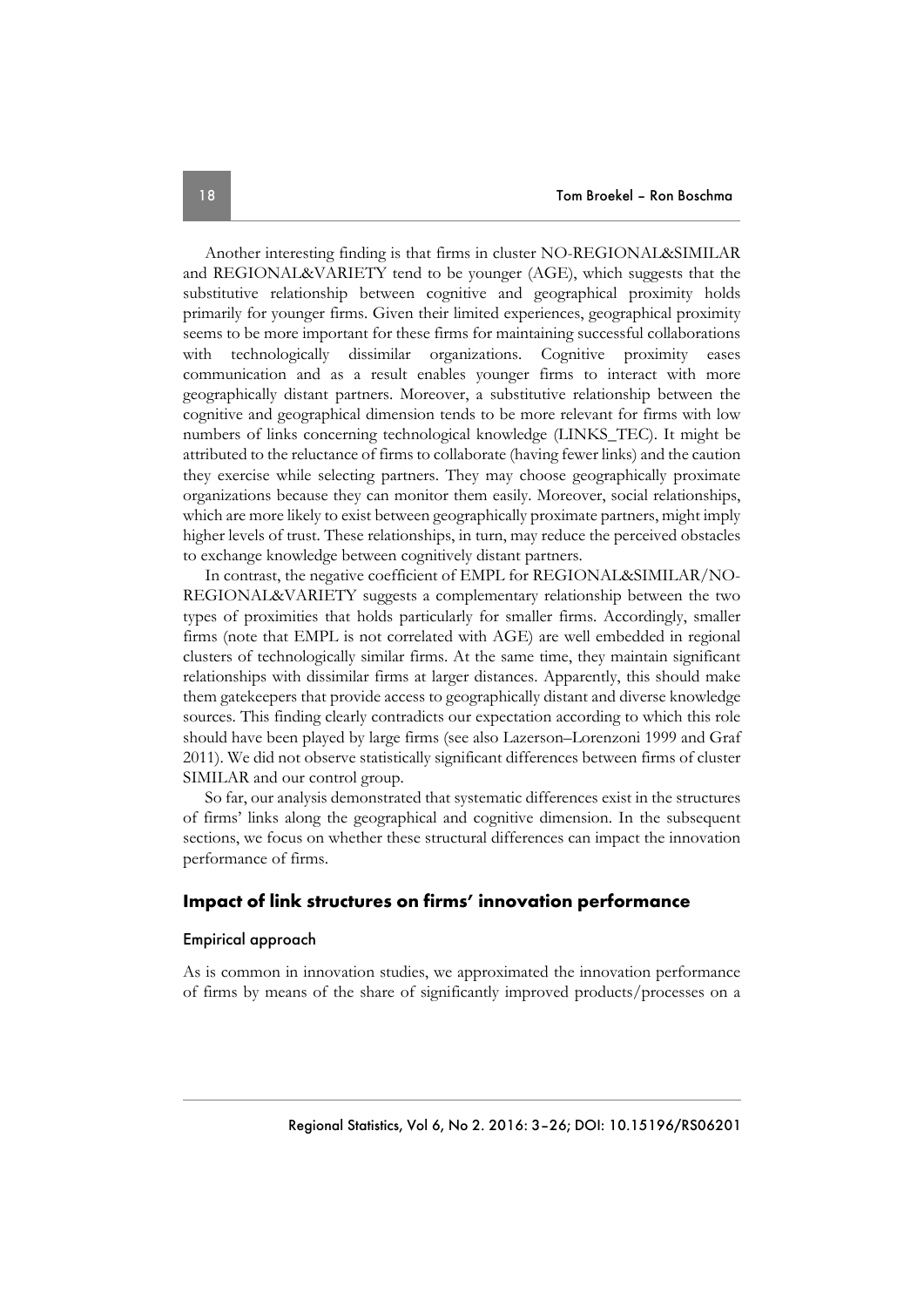Another interesting finding is that firms in cluster NO-REGIONAL&SIMILAR and REGIONAL&VARIETY tend to be younger (AGE), which suggests that the substitutive relationship between cognitive and geographical proximity holds primarily for younger firms. Given their limited experiences, geographical proximity seems to be more important for these firms for maintaining successful collaborations with technologically dissimilar organizations. Cognitive proximity eases communication and as a result enables younger firms to interact with more geographically distant partners. Moreover, a substitutive relationship between the cognitive and geographical dimension tends to be more relevant for firms with low numbers of links concerning technological knowledge (LINKS_TEC). It might be attributed to the reluctance of firms to collaborate (having fewer links) and the caution they exercise while selecting partners. They may choose geographically proximate organizations because they can monitor them easily. Moreover, social relationships, which are more likely to exist between geographically proximate partners, might imply higher levels of trust. These relationships, in turn, may reduce the perceived obstacles to exchange knowledge between cognitively distant partners.

In contrast, the negative coefficient of EMPL for REGIONAL&SIMILAR/NO-REGIONAL&VARIETY suggests a complementary relationship between the two types of proximities that holds particularly for smaller firms. Accordingly, smaller firms (note that EMPL is not correlated with AGE) are well embedded in regional clusters of technologically similar firms. At the same time, they maintain significant relationships with dissimilar firms at larger distances. Apparently, this should make them gatekeepers that provide access to geographically distant and diverse knowledge sources. This finding clearly contradicts our expectation according to which this role should have been played by large firms (see also Lazerson–Lorenzoni 1999 and Graf 2011). We did not observe statistically significant differences between firms of cluster SIMILAR and our control group.

So far, our analysis demonstrated that systematic differences exist in the structures of firms' links along the geographical and cognitive dimension. In the subsequent sections, we focus on whether these structural differences can impact the innovation performance of firms.

## Impact of link structures on firms' innovation performance

### Empirical approach

As is common in innovation studies, we approximated the innovation performance of firms by means of the share of significantly improved products/processes on a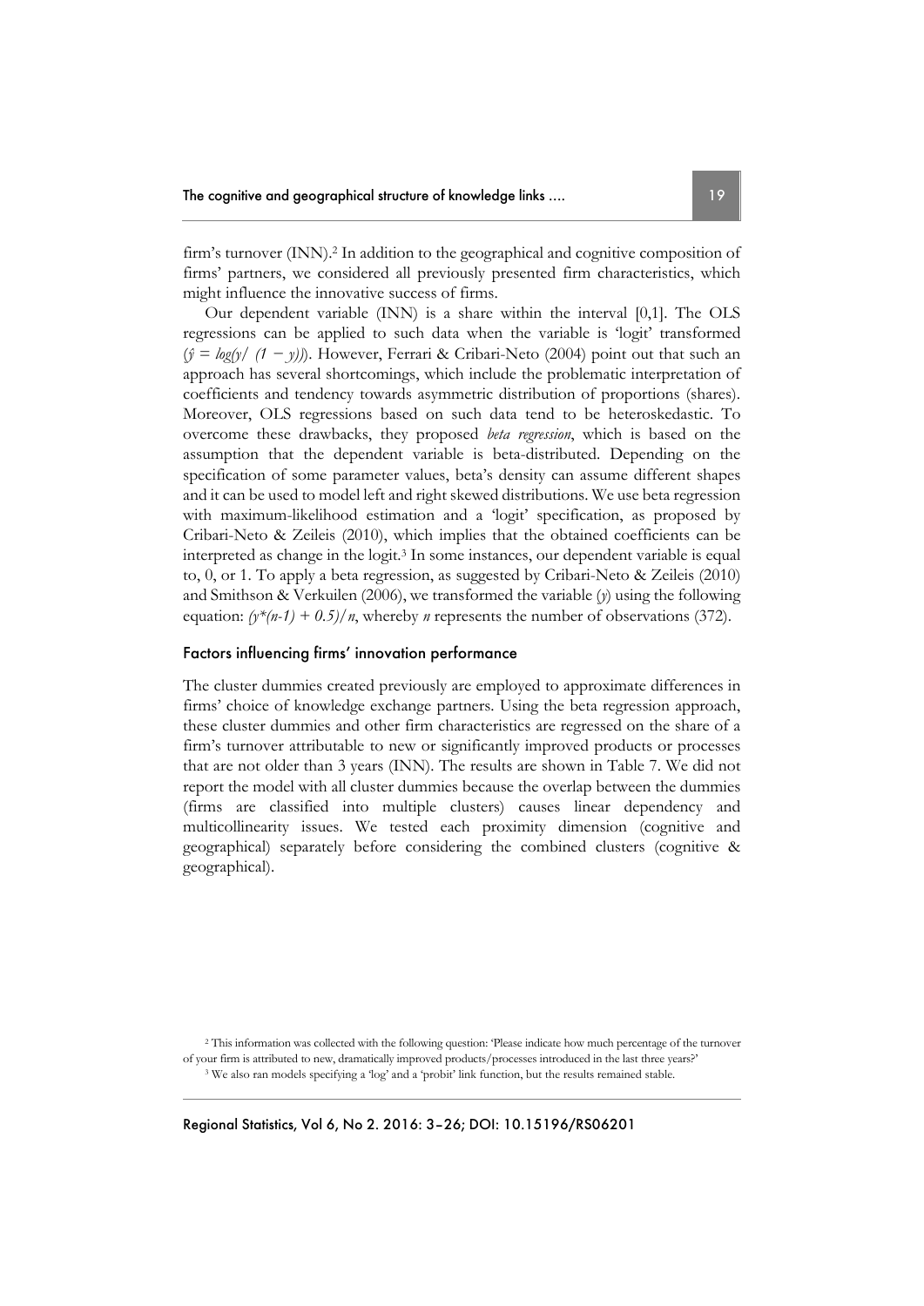firm's turnover (INN).[2] In addition to the geographical and cognitive composition of firms' partners, we considered all previously presented firm characteristics, which might influence the innovative success of firms.

Our dependent variable (INN) is a share within the interval [0,1]. The OLS regressions can be applied to such data when the variable is 'logit' transformed ($\hat{y} = log(y/ (1 - y))$). However, Ferrari & Cribari-Neto (2004) point out that such an approach has several shortcomings, which include the problematic interpretation of coefficients and tendency towards asymmetric distribution of proportions (shares). Moreover, OLS regressions based on such data tend to be heteroskedastic. To overcome these drawbacks, they proposed *beta regression*, which is based on the assumption that the dependent variable is beta-distributed. Depending on the specification of some parameter values, beta's density can assume different shapes and it can be used to model left and right skewed distributions. We use beta regression with maximum-likelihood estimation and a 'logit' specification, as proposed by Cribari-Neto & Zeileis (2010), which implies that the obtained coefficients can be interpreted as change in the logit.[3] In some instances, our dependent variable is equal to, 0, or 1. To apply a beta regression, as suggested by Cribari-Neto & Zeileis (2010) and Smithson & Verkuilen (2006), we transformed the variable ($y$) using the following equation: $(y^*(n-1) + 0.5)/n$, whereby $n$ represents the number of observations (372).

### Factors influencing firms' innovation performance

The cluster dummies created previously are employed to approximate differences in firms' choice of knowledge exchange partners. Using the beta regression approach, these cluster dummies and other firm characteristics are regressed on the share of a firm's turnover attributable to new or significantly improved products or processes that are not older than 3 years (INN). The results are shown in Table 7. We did not report the model with all cluster dummies because the overlap between the dummies (firms are classified into multiple clusters) causes linear dependency and multicollinearity issues. We tested each proximity dimension (cognitive and geographical) separately before considering the combined clusters (cognitive & geographical).

[2] This information was collected with the following question: 'Please indicate how much percentage of the turnover of your firm is attributed to new, dramatically improved products/processes introduced in the last three years?'

[3] We also ran models specifying a 'log' and a 'probit' link function, but the results remained stable.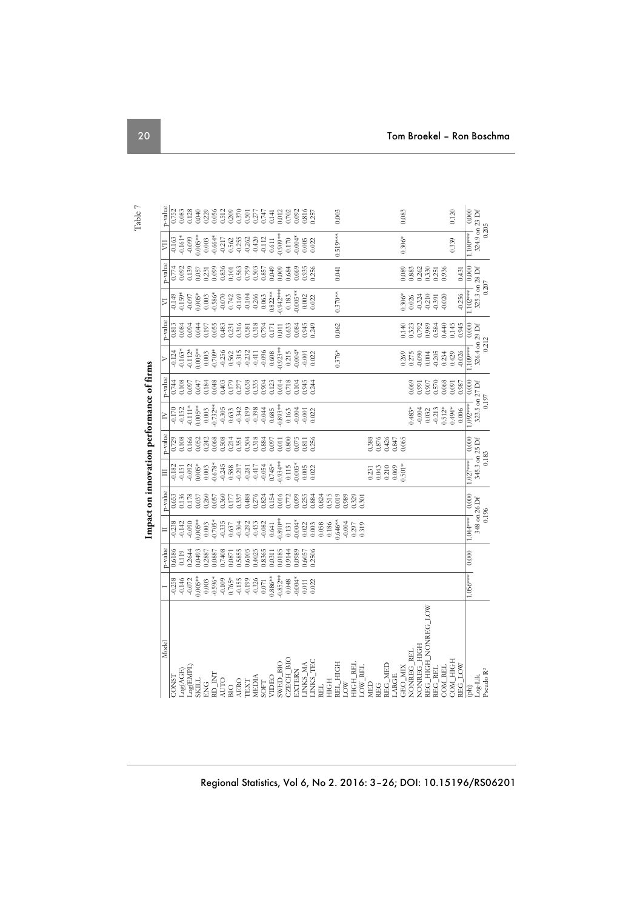Table 7

**Impact on innovation performance of firms**

| Model | I | p-value | II | p-value | III | p-value | IV | p-value | V | p-value | VI | p-value | VII | p-value |
|---|---|---|---|---|---|---|---|---|---|---|---|---|---|---|
| CONST | -0.258 | 0.6186 | -0.238 | 0.653 | -0.182 | 0.729 | -0.170 | 0.744 | -0.124 | 0.813 | -0.149 | 0.774 | -0.163 | 0.752 |
| Log(AGE) | -0.146 | 0.119 | -0.142 | 0.136 | -0.151 | 0.108 | -0.152 | 0.108 | -0.163* | 0.084 | -0.159* | 0.092 | -0.161* | 0.083 |
| Log(EMPL) | -0.072 | 0.2644 | -0.090 | 0.178 | -0.092 | 0.166 | -0.111* | 0.097 | -0.112* | 0.094 | -0.097 | 0.139 | -0.099 | 0.128 |
| SKILL | 0.005** | 0.0493 | 0.005** | 0.037 | 0.005* | 0.052 | 0.005** | 0.047 | 0.005** | 0.044 | 0.005* | 0.057 | 0.005** | 0.040 |
| ENG | 0.003 | 0.2887 | 0.003 | 0.260 | 0.003 | 0.242 | 0.003 | 0.184 | 0.003 | 0.197 | 0.003 | 0.231 | 0.003 | 0.229 |
| RD_INT | -0.596* | 0.0887 | -0.705* | 0.057 | -0.678* | 0.068 | -0.732** | 0.048 | -0.709* | 0.055 | -0.586* | 0.099 | -0.664* | 0.056 |
| AUTO | -0.109 | 0.7408 | -0.335 | 0.360 | -0.245 | 0.508 | -0.305 | 0.403 | -0.256 | 0.483 | -0.070 | 0.836 | -0.217 | 0.512 |
| BIO | 0.765* | 0.0871 | 0.637 | 0.177 | 0.588 | 0.214 | 0.633 | 0.179 | 0.562 | 0.251 | 0.742 | 0.101 | 0.562 | 0.209 |
| AERO | -0.155 | 0.5855 | -0.304 | 0.337 | -0.297 | 0.351 | -0.342 | 0.277 | -0.315 | 0.316 | -0.169 | 0.563 | -0.255 | 0.370 |
| TEXT | -0.199 | 0.6105 | -0.292 | 0.488 | -0.281 | 0.504 | -0.199 | 0.638 | -0.232 | 0.581 | -0.104 | 0.799 | -0.262 | 0.501 |
| MEDIA | -0.326 | 0.4025 | -0.453 | 0.276 | -0.417 | 0.318 | -0.398 | 0.335 | -0.411 | 0.318 | -0.266 | 0.503 | -0.420 | 0.277 |
| SOFT | 0.071 | 0.8365 | -0.082 | 0.824 | -0.054 | 0.884 | -0.044 | 0.904 | -0.096 | 0.794 | 0.063 | 0.857 | -0.112 | 0.747 |
| VIDEO | 0.886** | 0.0311 | 0.641 | 0.154 | 0.745* | 0.097 | 0.685 | 0.123 | 0.608 | 0.171 | 0.822*** | 0.049 | 0.611 | 0.141 |
| SWED_BIO | -0.852** | 0.0185 | -0.890** | 0.016 | -0.934** | 0.011 | -0.893** | 0.014 | -0.923** | 0.011 | -0.942*** | 0.009 | -0.909** | 0.012 |
| CZECH_BIO | 0.048 | 0.9144 | 0.131 | 0.772 | 0.115 | 0.800 | 0.163 | 0.718 | 0.215 | 0.633 | 0.183 | 0.684 | 0.170 | 0.702 |
| EXTERN | -0.004* | 0.0989 | -0.004* | 0.099 | -0.005* | 0.075 | -0.004 | 0.104 | -0.004* | 0.084 | -0.005** | 0.069 | -0.004* | 0.092 |
| LINKS_MA | 0.011 | 0.6057 | 0.022 | 0.255 | 0.005 | 0.811 | -0.001 | 0.945 | -0.001 | 0.945 | 0.002 | 0.935 | 0.005 | 0.816 |
| LINKS_TEC | 0.022 | 0.2506 | 0.003 | 0.884 | 0.022 | 0.256 | 0.022 | 0.244 | 0.022 | 0.249 | 0.022 | 0.256 | 0.022 | 0.257 |
| REL | | | 0.058 | 0.824 | | | | | | | | | | |
| HIGH | | | 0.186 | 0.515 | | | | | | | | | | |
| REL_HIGH | | | 0.646** | 0.019 | | | | | 0.376* | 0.062 | 0.370** | 0.041 | 0.519*** | 0.003 |
| LOW | | | -0.004 | 0.989 | | | | | | | | | | |
| HIGH_REL | | | 0.297 | 0.329 | | | | | | | | | | |
| LOW_REL | | | 0.319 | 0.301 | | | | | | | | | | |
| MED | | | | | 0.231 | 0.388 | | | | | | | | |
| REG | | | | | 0.043 | 0.876 | | | | | | | | |
| REG_MED | | | | | 0.210 | 0.426 | | | | | | | | |
| LARGE | | | | | 0.069 | 0.847 | | | | | | | | |
| GEO_MIX | | | | | 0.501* | 0.065 | | | 0.269 | 0.140 | 0.306* | 0.089 | 0.306* | 0.083 |
| NONREG_REL | | | | | | | 0.483* | 0.069 | 0.275 | 0.323 | 0.026 | 0.883 | | |
| NONREG_HIGH | | | | | | | -0.004 | 0.991 | -0.090 | 0.792 | -0.324 | 0.262 | | |
| REG_HIGH_NONREG_LOW | | | | | | | 0.032 | 0.907 | 0.004 | 0.989 | -0.210 | 0.330 | | |
| REG_REL | | | | | | | -0.213 | 0.570 | -0.205 | 0.584 | -0.391 | 0.251 | | |
| COM_REL | | | | | | | 0.512* | 0.068 | 0.234 | 0.440 | -0.020 | 0.936 | | |
| COM_HIGH | | | | | | | 0.494* | 0.091 | 0.429 | 0.145 | | | 0.339 | 0.120 |
| REG_LOW | | | | | | | 0.006 | 0.987 | -0.026 | 0.945 | -0.256 | 0.431 | | |
| (phi) | 1.056*** | 0.000 | 1.044*** | 0.000 | 1.027*** | 0.000 | 1.092*** | 0.000 | 1.109*** | 0.000 | 1.102*** | 0.000 | 1.100*** | 0.000 |
| Log-Lik. | | | 348 on 26 Df | | 345.3 on 25 Df | | 323.5 on 27 Df | | 326.4 on 29 Df | | 325.3 on 28 Df | | 324.9 on 23 Df | |
| Pseudo R² | | | 0.196 | | 0.183 | | 0.197 | | 0.212 | | 0.207 | | 0.205 | |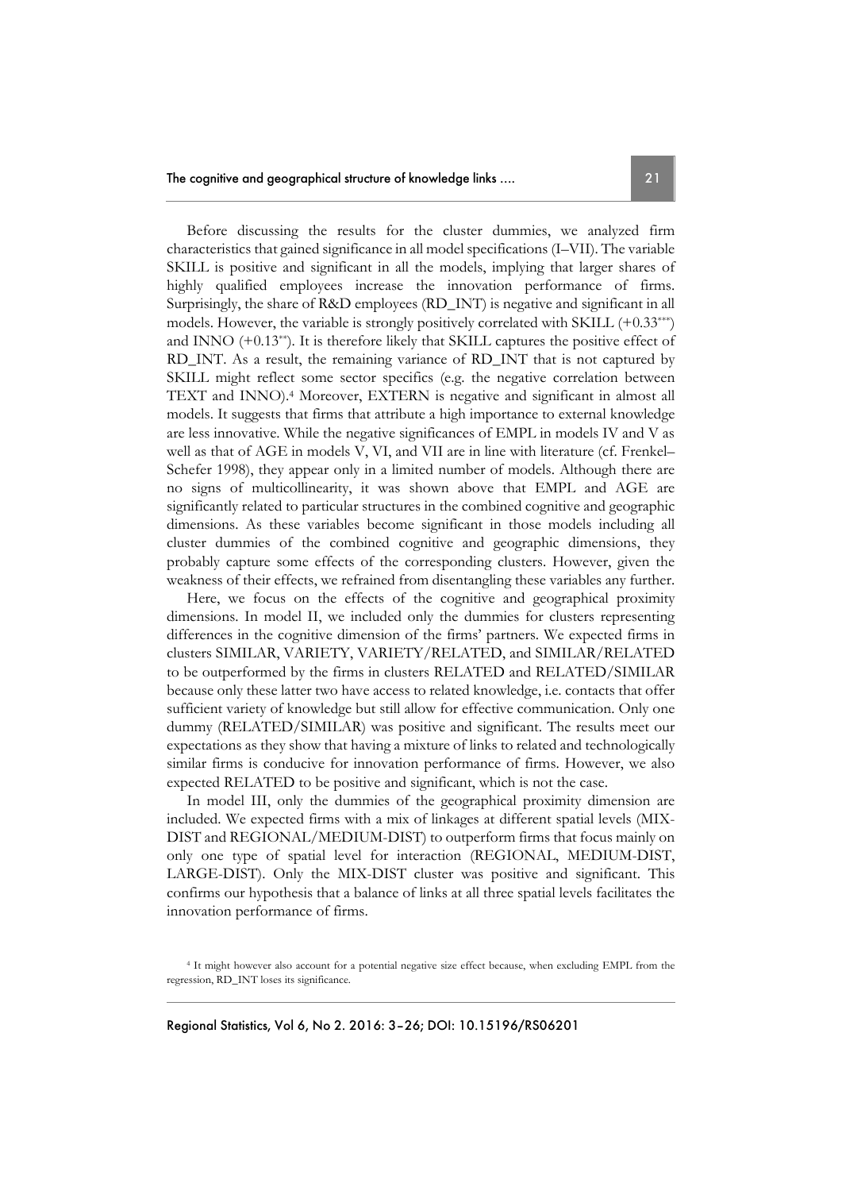Before discussing the results for the cluster dummies, we analyzed firm characteristics that gained significance in all model specifications (I–VII). The variable SKILL is positive and significant in all the models, implying that larger shares of highly qualified employees increase the innovation performance of firms. Surprisingly, the share of R&D employees (RD_INT) is negative and significant in all models. However, the variable is strongly positively correlated with SKILL (+0.33***) and INNO (+0.13**). It is therefore likely that SKILL captures the positive effect of RD_INT. As a result, the remaining variance of RD_INT that is not captured by SKILL might reflect some sector specifics (e.g. the negative correlation between TEXT and INNO).[4] Moreover, EXTERN is negative and significant in almost all models. It suggests that firms that attribute a high importance to external knowledge are less innovative. While the negative significances of EMPL in models IV and V as well as that of AGE in models V, VI, and VII are in line with literature (cf. Frenkel–Schefer 1998), they appear only in a limited number of models. Although there are no signs of multicollinearity, it was shown above that EMPL and AGE are significantly related to particular structures in the combined cognitive and geographic dimensions. As these variables become significant in those models including all cluster dummies of the combined cognitive and geographic dimensions, they probably capture some effects of the corresponding clusters. However, given the weakness of their effects, we refrained from disentangling these variables any further.

Here, we focus on the effects of the cognitive and geographical proximity dimensions. In model II, we included only the dummies for clusters representing differences in the cognitive dimension of the firms' partners. We expected firms in clusters SIMILAR, VARIETY, VARIETY/RELATED, and SIMILAR/RELATED to be outperformed by the firms in clusters RELATED and RELATED/SIMILAR because only these latter two have access to related knowledge, i.e. contacts that offer sufficient variety of knowledge but still allow for effective communication. Only one dummy (RELATED/SIMILAR) was positive and significant. The results meet our expectations as they show that having a mixture of links to related and technologically similar firms is conducive for innovation performance of firms. However, we also expected RELATED to be positive and significant, which is not the case.

In model III, only the dummies of the geographical proximity dimension are included. We expected firms with a mix of linkages at different spatial levels (MIX-DIST and REGIONAL/MEDIUM-DIST) to outperform firms that focus mainly on only one type of spatial level for interaction (REGIONAL, MEDIUM-DIST, LARGE-DIST). Only the MIX-DIST cluster was positive and significant. This confirms our hypothesis that a balance of links at all three spatial levels facilitates the innovation performance of firms.

[4] It might however also account for a potential negative size effect because, when excluding EMPL from the regression, RD_INT loses its significance.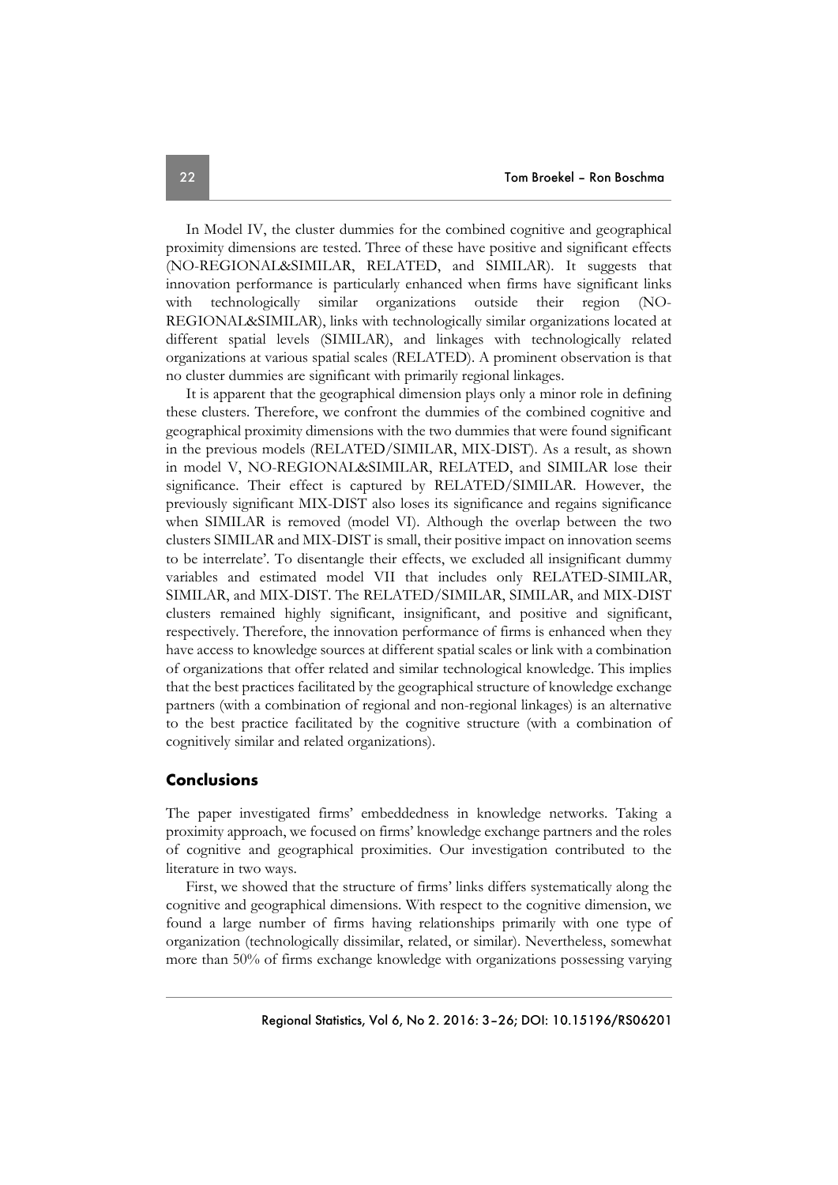In Model IV, the cluster dummies for the combined cognitive and geographical proximity dimensions are tested. Three of these have positive and significant effects (NO-REGIONAL&SIMILAR, RELATED, and SIMILAR). It suggests that innovation performance is particularly enhanced when firms have significant links with technologically similar organizations outside their region (NO-REGIONAL&SIMILAR), links with technologically similar organizations located at different spatial levels (SIMILAR), and linkages with technologically related organizations at various spatial scales (RELATED). A prominent observation is that no cluster dummies are significant with primarily regional linkages.

It is apparent that the geographical dimension plays only a minor role in defining these clusters. Therefore, we confront the dummies of the combined cognitive and geographical proximity dimensions with the two dummies that were found significant in the previous models (RELATED/SIMILAR, MIX-DIST). As a result, as shown in model V, NO-REGIONAL&SIMILAR, RELATED, and SIMILAR lose their significance. Their effect is captured by RELATED/SIMILAR. However, the previously significant MIX-DIST also loses its significance and regains significance when SIMILAR is removed (model VI). Although the overlap between the two clusters SIMILAR and MIX-DIST is small, their positive impact on innovation seems to be interrelate'. To disentangle their effects, we excluded all insignificant dummy variables and estimated model VII that includes only RELATED-SIMILAR, SIMILAR, and MIX-DIST. The RELATED/SIMILAR, SIMILAR, and MIX-DIST clusters remained highly significant, insignificant, and positive and significant, respectively. Therefore, the innovation performance of firms is enhanced when they have access to knowledge sources at different spatial scales or link with a combination of organizations that offer related and similar technological knowledge. This implies that the best practices facilitated by the geographical structure of knowledge exchange partners (with a combination of regional and non-regional linkages) is an alternative to the best practice facilitated by the cognitive structure (with a combination of cognitively similar and related organizations).

## Conclusions

The paper investigated firms' embeddedness in knowledge networks. Taking a proximity approach, we focused on firms' knowledge exchange partners and the roles of cognitive and geographical proximities. Our investigation contributed to the literature in two ways.

First, we showed that the structure of firms' links differs systematically along the cognitive and geographical dimensions. With respect to the cognitive dimension, we found a large number of firms having relationships primarily with one type of organization (technologically dissimilar, related, or similar). Nevertheless, somewhat more than 50% of firms exchange knowledge with organizations possessing varying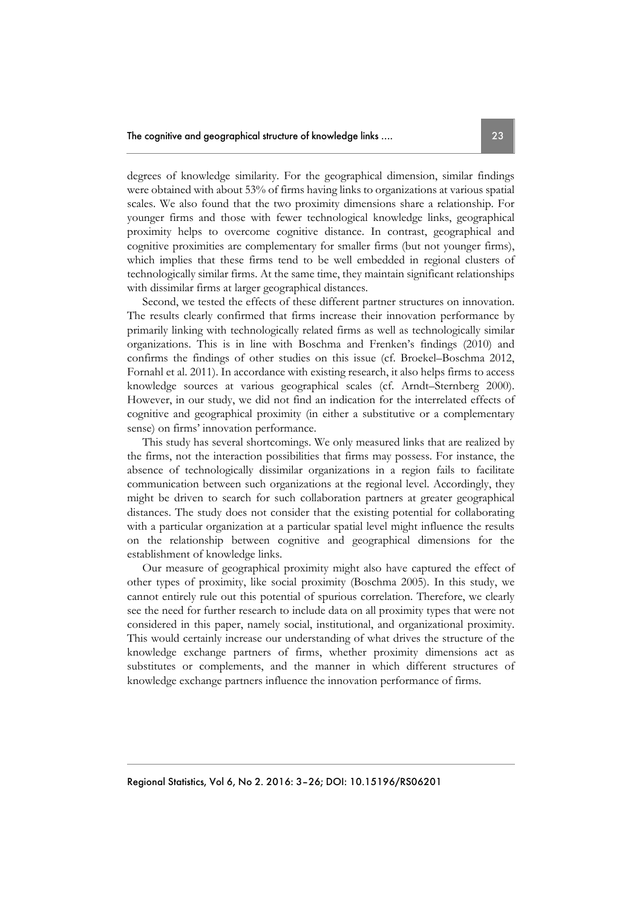degrees of knowledge similarity. For the geographical dimension, similar findings were obtained with about 53% of firms having links to organizations at various spatial scales. We also found that the two proximity dimensions share a relationship. For younger firms and those with fewer technological knowledge links, geographical proximity helps to overcome cognitive distance. In contrast, geographical and cognitive proximities are complementary for smaller firms (but not younger firms), which implies that these firms tend to be well embedded in regional clusters of technologically similar firms. At the same time, they maintain significant relationships with dissimilar firms at larger geographical distances.

Second, we tested the effects of these different partner structures on innovation. The results clearly confirmed that firms increase their innovation performance by primarily linking with technologically related firms as well as technologically similar organizations. This is in line with Boschma and Frenken's findings (2010) and confirms the findings of other studies on this issue (cf. Broekel–Boschma 2012, Fornahl et al. 2011). In accordance with existing research, it also helps firms to access knowledge sources at various geographical scales (cf. Arndt–Sternberg 2000). However, in our study, we did not find an indication for the interrelated effects of cognitive and geographical proximity (in either a substitutive or a complementary sense) on firms' innovation performance.

This study has several shortcomings. We only measured links that are realized by the firms, not the interaction possibilities that firms may possess. For instance, the absence of technologically dissimilar organizations in a region fails to facilitate communication between such organizations at the regional level. Accordingly, they might be driven to search for such collaboration partners at greater geographical distances. The study does not consider that the existing potential for collaborating with a particular organization at a particular spatial level might influence the results on the relationship between cognitive and geographical dimensions for the establishment of knowledge links.

Our measure of geographical proximity might also have captured the effect of other types of proximity, like social proximity (Boschma 2005). In this study, we cannot entirely rule out this potential of spurious correlation. Therefore, we clearly see the need for further research to include data on all proximity types that were not considered in this paper, namely social, institutional, and organizational proximity. This would certainly increase our understanding of what drives the structure of the knowledge exchange partners of firms, whether proximity dimensions act as substitutes or complements, and the manner in which different structures of knowledge exchange partners influence the innovation performance of firms.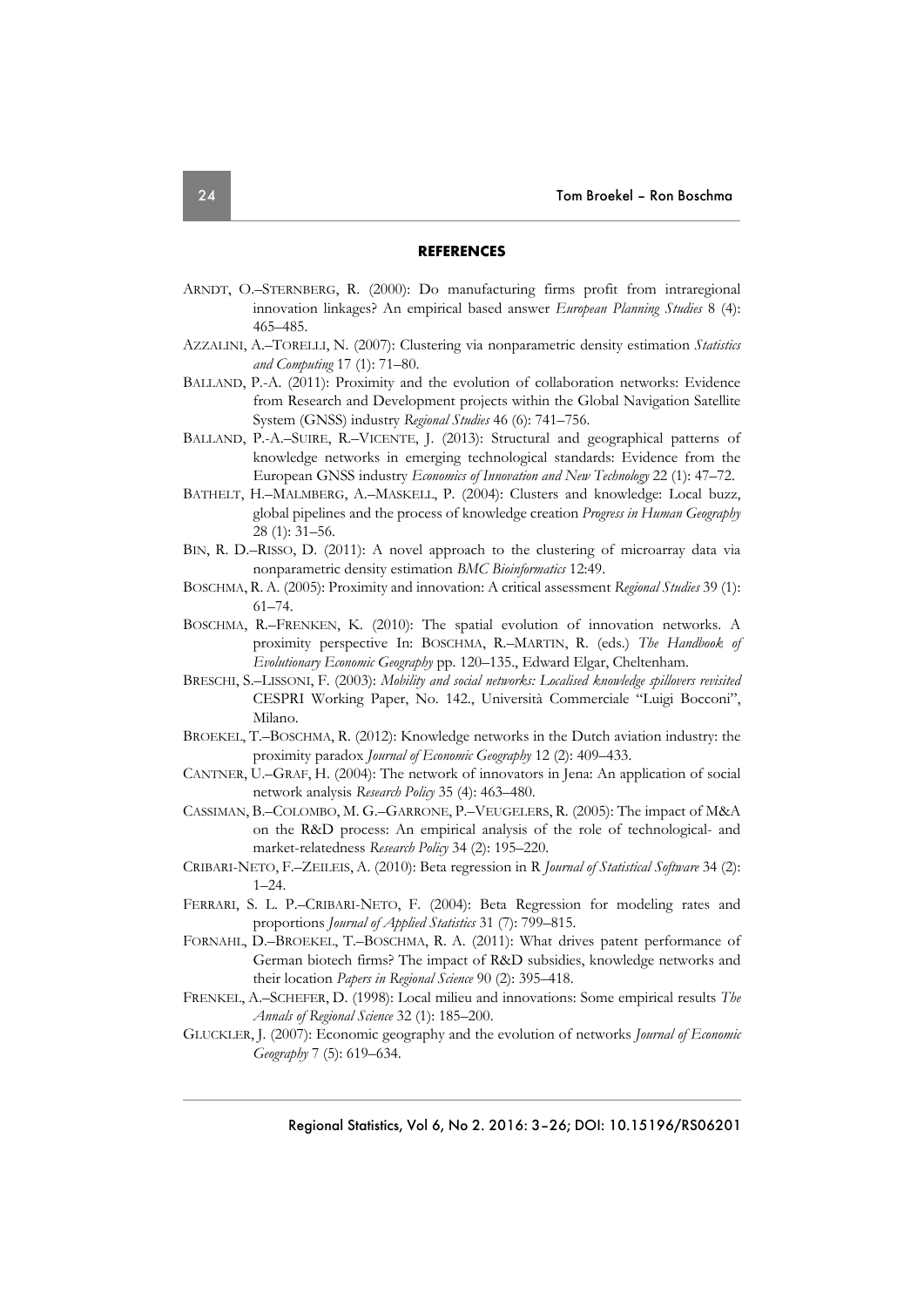**REFERENCES**

ARNDT, O.–STERNBERG, R. (2000): Do manufacturing firms profit from intraregional innovation linkages? An empirical based answer *European Planning Studies* 8 (4): 465–485.

AZZALINI, A.–TORELLI, N. (2007): Clustering via nonparametric density estimation *Statistics and Computing* 17 (1): 71–80.

BALLAND, P.-A. (2011): Proximity and the evolution of collaboration networks: Evidence from Research and Development projects within the Global Navigation Satellite System (GNSS) industry *Regional Studies* 46 (6): 741–756.

BALLAND, P.-A.–SUIRE, R.–VICENTE, J. (2013): Structural and geographical patterns of knowledge networks in emerging technological standards: Evidence from the European GNSS industry *Economics of Innovation and New Technology* 22 (1): 47–72.

BATHELT, H.–MALMBERG, A.–MASKELL, P. (2004): Clusters and knowledge: Local buzz, global pipelines and the process of knowledge creation *Progress in Human Geography* 28 (1): 31–56.

BIN, R. D.–RISSO, D. (2011): A novel approach to the clustering of microarray data via nonparametric density estimation *BMC Bioinformatics* 12:49.

BOSCHMA, R. A. (2005): Proximity and innovation: A critical assessment *Regional Studies* 39 (1): 61–74.

BOSCHMA, R.–FRENKEN, K. (2010): The spatial evolution of innovation networks. A proximity perspective In: BOSCHMA, R.–MARTIN, R. (eds.) *The Handbook of Evolutionary Economic Geography* pp. 120–135., Edward Elgar, Cheltenham.

BRESCHI, S.–LISSONI, F. (2003): *Mobility and social networks: Localised knowledge spillovers revisited* CESPRI Working Paper, No. 142., Università Commerciale "Luigi Bocconi", Milano.

BROEKEL, T.–BOSCHMA, R. (2012): Knowledge networks in the Dutch aviation industry: the proximity paradox *Journal of Economic Geography* 12 (2): 409–433.

CANTNER, U.–GRAF, H. (2004): The network of innovators in Jena: An application of social network analysis *Research Policy* 35 (4): 463–480.

CASSIMAN, B.–COLOMBO, M. G.–GARRONE, P.–VEUGELERS, R. (2005): The impact of M&A on the R&D process: An empirical analysis of the role of technological- and market-relatedness *Research Policy* 34 (2): 195–220.

CRIBARI-NETO, F.–ZEILEIS, A. (2010): Beta regression in R *Journal of Statistical Software* 34 (2): 1–24.

FERRARI, S. L. P.–CRIBARI-NETO, F. (2004): Beta Regression for modeling rates and proportions *Journal of Applied Statistics* 31 (7): 799–815.

FORNAHL, D.–BROEKEL, T.–BOSCHMA, R. A. (2011): What drives patent performance of German biotech firms? The impact of R&D subsidies, knowledge networks and their location *Papers in Regional Science* 90 (2): 395–418.

FRENKEL, A.–SCHEFER, D. (1998): Local milieu and innovations: Some empirical results *The Annals of Regional Science* 32 (1): 185–200.

GLUCKLER, J. (2007): Economic geography and the evolution of networks *Journal of Economic Geography* 7 (5): 619–634.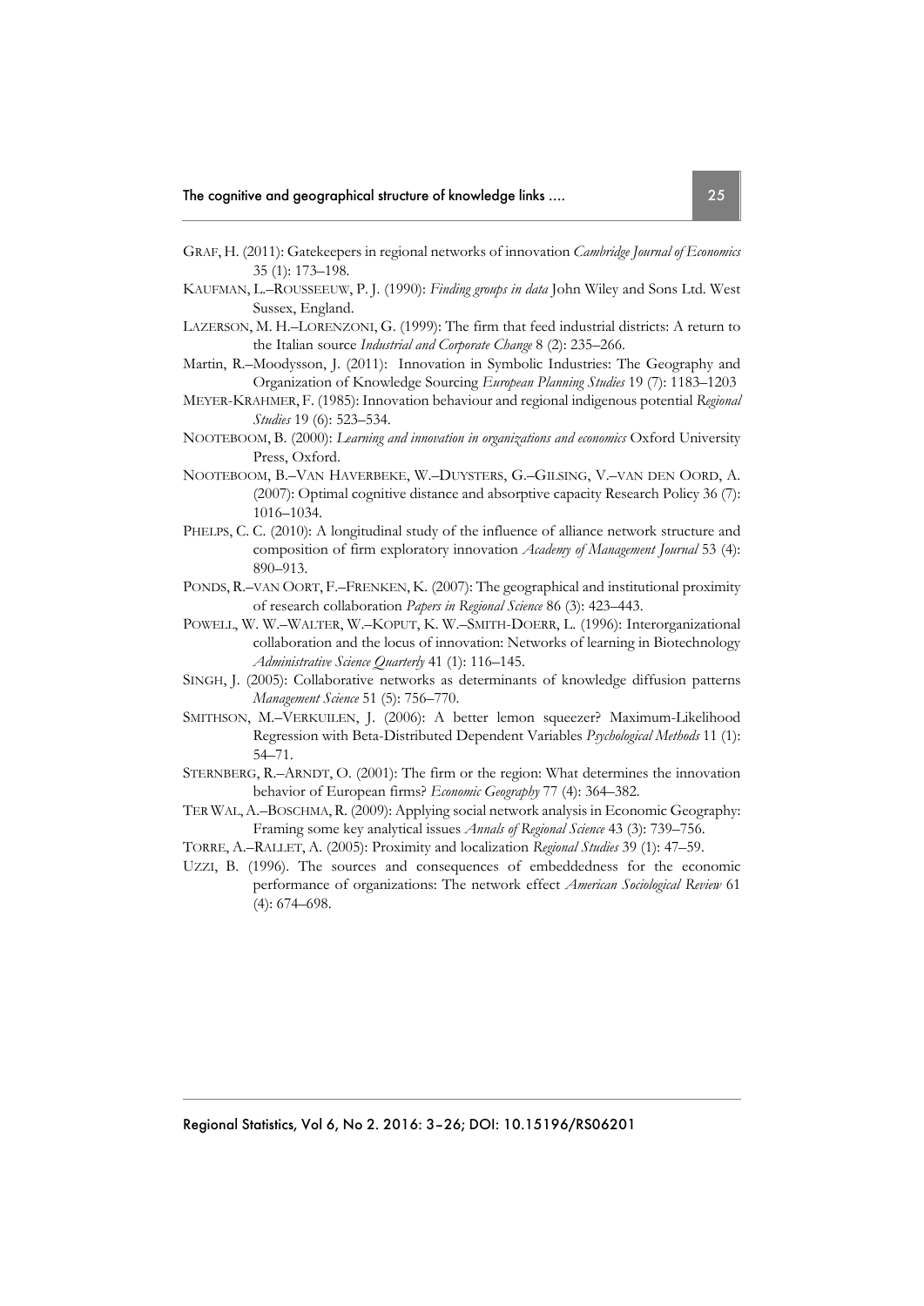GRAF, H. (2011): Gatekeepers in regional networks of innovation *Cambridge Journal of Economics* 35 (1): 173–198.

KAUFMAN, L.–ROUSSEEUW, P. J. (1990): *Finding groups in data* John Wiley and Sons Ltd. West Sussex, England.

LAZERSON, M. H.–LORENZONI, G. (1999): The firm that feed industrial districts: A return to the Italian source *Industrial and Corporate Change* 8 (2): 235–266.

Martin, R.–Moodysson, J. (2011): Innovation in Symbolic Industries: The Geography and Organization of Knowledge Sourcing *European Planning Studies* 19 (7): 1183–1203

MEYER-KRAHMER, F. (1985): Innovation behaviour and regional indigenous potential *Regional Studies* 19 (6): 523–534.

NOOTEBOOM, B. (2000): *Learning and innovation in organizations and economics* Oxford University Press, Oxford.

NOOTEBOOM, B.–VAN HAVERBEKE, W.–DUYSTERS, G.–GILSING, V.–VAN DEN OORD, A. (2007): Optimal cognitive distance and absorptive capacity Research Policy 36 (7): 1016–1034.

PHELPS, C. C. (2010): A longitudinal study of the influence of alliance network structure and composition of firm exploratory innovation *Academy of Management Journal* 53 (4): 890–913.

PONDS, R.–VAN OORT, F.–FRENKEN, K. (2007): The geographical and institutional proximity of research collaboration *Papers in Regional Science* 86 (3): 423–443.

POWELL, W. W.–WALTER, W.–KOPUT, K. W.–SMITH-DOERR, L. (1996): Interorganizational collaboration and the locus of innovation: Networks of learning in Biotechnology *Administrative Science Quarterly* 41 (1): 116–145.

SINGH, J. (2005): Collaborative networks as determinants of knowledge diffusion patterns *Management Science* 51 (5): 756–770.

SMITHSON, M.–VERKUILEN, J. (2006): A better lemon squeezer? Maximum-Likelihood Regression with Beta-Distributed Dependent Variables *Psychological Methods* 11 (1): 54–71.

STERNBERG, R.–ARNDT, O. (2001): The firm or the region: What determines the innovation behavior of European firms? *Economic Geography* 77 (4): 364–382.

TER WAL, A.–BOSCHMA, R. (2009): Applying social network analysis in Economic Geography: Framing some key analytical issues *Annals of Regional Science* 43 (3): 739–756.

TORRE, A.–RALLET, A. (2005): Proximity and localization *Regional Studies* 39 (1): 47–59.

UZZI, B. (1996). The sources and consequences of embeddedness for the economic performance of organizations: The network effect *American Sociological Review* 61 (4): 674–698.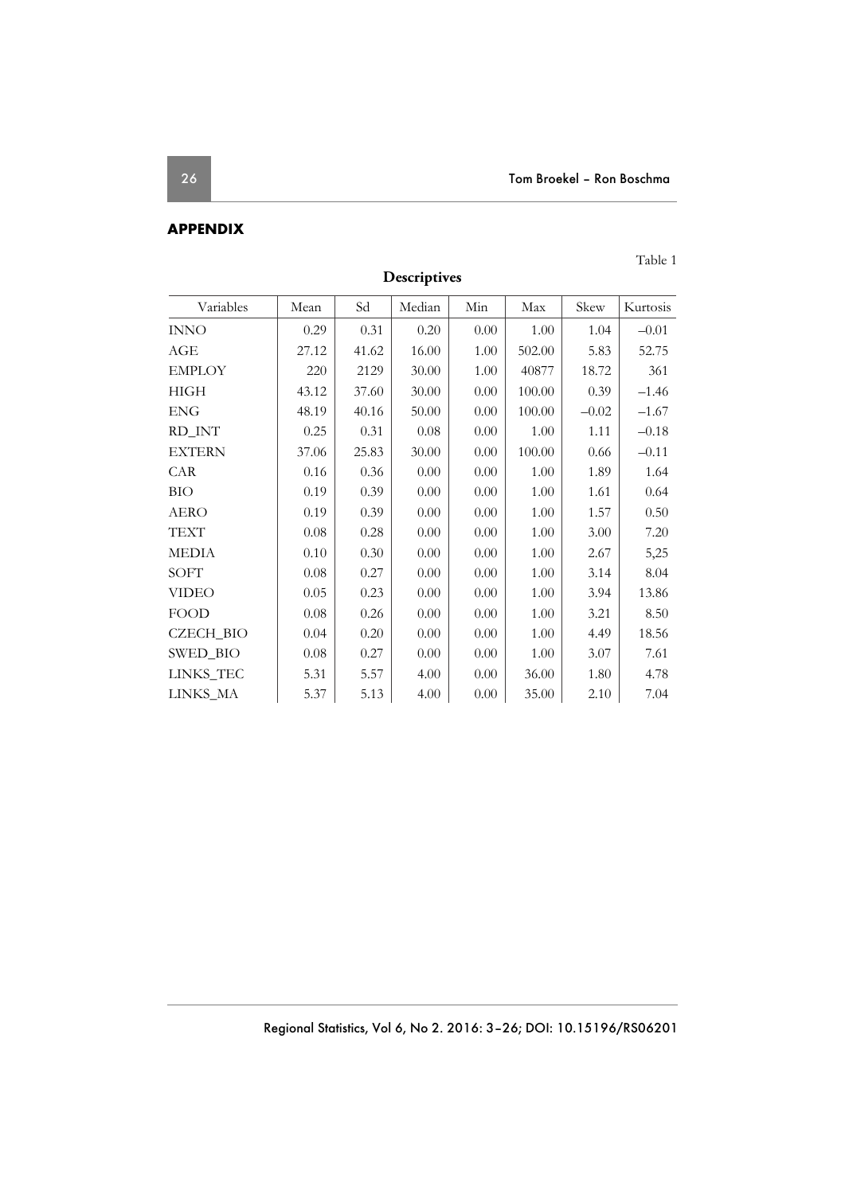## APPENDIX

Table 1

**Descriptives**

| Variables | Mean | Sd | Median | Min | Max | Skew | Kurtosis |
|---|---|---|---|---|---|---|---|
| INNO | 0.29 | 0.31 | 0.20 | 0.00 | 1.00 | 1.04 | –0.01 |
| AGE | 27.12 | 41.62 | 16.00 | 1.00 | 502.00 | 5.83 | 52.75 |
| EMPLOY | 220 | 2129 | 30.00 | 1.00 | 40877 | 18.72 | 361 |
| HIGH | 43.12 | 37.60 | 30.00 | 0.00 | 100.00 | 0.39 | –1.46 |
| ENG | 48.19 | 40.16 | 50.00 | 0.00 | 100.00 | –0.02 | –1.67 |
| RD_INT | 0.25 | 0.31 | 0.08 | 0.00 | 1.00 | 1.11 | –0.18 |
| EXTERN | 37.06 | 25.83 | 30.00 | 0.00 | 100.00 | 0.66 | –0.11 |
| CAR | 0.16 | 0.36 | 0.00 | 0.00 | 1.00 | 1.89 | 1.64 |
| BIO | 0.19 | 0.39 | 0.00 | 0.00 | 1.00 | 1.61 | 0.64 |
| AERO | 0.19 | 0.39 | 0.00 | 0.00 | 1.00 | 1.57 | 0.50 |
| TEXT | 0.08 | 0.28 | 0.00 | 0.00 | 1.00 | 3.00 | 7.20 |
| MEDIA | 0.10 | 0.30 | 0.00 | 0.00 | 1.00 | 2.67 | 5,25 |
| SOFT | 0.08 | 0.27 | 0.00 | 0.00 | 1.00 | 3.14 | 8.04 |
| VIDEO | 0.05 | 0.23 | 0.00 | 0.00 | 1.00 | 3.94 | 13.86 |
| FOOD | 0.08 | 0.26 | 0.00 | 0.00 | 1.00 | 3.21 | 8.50 |
| CZECH_BIO | 0.04 | 0.20 | 0.00 | 0.00 | 1.00 | 4.49 | 18.56 |
| SWED_BIO | 0.08 | 0.27 | 0.00 | 0.00 | 1.00 | 3.07 | 7.61 |
| LINKS_TEC | 5.31 | 5.57 | 4.00 | 0.00 | 36.00 | 1.80 | 4.78 |
| LINKS_MA | 5.37 | 5.13 | 4.00 | 0.00 | 35.00 | 2.10 | 7.04 |